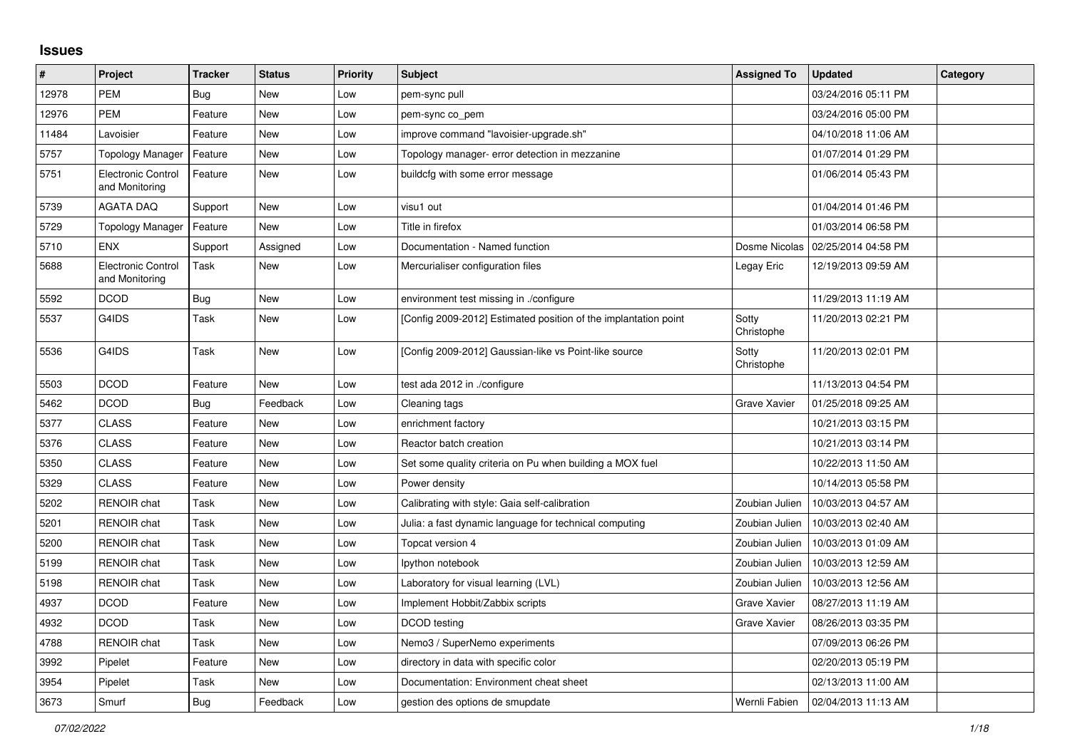## Issues

| # | Project | Tracker | Status | Priority | Subject | Assigned To | Updated | Category |
|---|---|---|---|---|---|---|---|---|
| 12978 | PEM | Bug | New | Low | pem-sync pull | | 03/24/2016 05:11 PM | |
| 12976 | PEM | Feature | New | Low | pem-sync co_pem | | 03/24/2016 05:00 PM | |
| 11484 | Lavoisier | Feature | New | Low | improve command "lavoisier-upgrade.sh" | | 04/10/2018 11:06 AM | |
| 5757 | Topology Manager | Feature | New | Low | Topology manager- error detection in mezzanine | | 01/07/2014 01:29 PM | |
| 5751 | Electronic Control and Monitoring | Feature | New | Low | buildcfg with some error message | | 01/06/2014 05:43 PM | |
| 5739 | AGATA DAQ | Support | New | Low | visu1 out | | 01/04/2014 01:46 PM | |
| 5729 | Topology Manager | Feature | New | Low | Title in firefox | | 01/03/2014 06:58 PM | |
| 5710 | ENX | Support | Assigned | Low | Documentation - Named function | Dosme Nicolas | 02/25/2014 04:58 PM | |
| 5688 | Electronic Control and Monitoring | Task | New | Low | Mercurialiser configuration files | Legay Eric | 12/19/2013 09:59 AM | |
| 5592 | DCOD | Bug | New | Low | environment test missing in ./configure | | 11/29/2013 11:19 AM | |
| 5537 | G4IDS | Task | New | Low | [Config 2009-2012] Estimated position of the implantation point | Sotty Christophe | 11/20/2013 02:21 PM | |
| 5536 | G4IDS | Task | New | Low | [Config 2009-2012] Gaussian-like vs Point-like source | Sotty Christophe | 11/20/2013 02:01 PM | |
| 5503 | DCOD | Feature | New | Low | test ada 2012 in ./configure | | 11/13/2013 04:54 PM | |
| 5462 | DCOD | Bug | Feedback | Low | Cleaning tags | Grave Xavier | 01/25/2018 09:25 AM | |
| 5377 | CLASS | Feature | New | Low | enrichment factory | | 10/21/2013 03:15 PM | |
| 5376 | CLASS | Feature | New | Low | Reactor batch creation | | 10/21/2013 03:14 PM | |
| 5350 | CLASS | Feature | New | Low | Set some quality criteria on Pu when building a MOX fuel | | 10/22/2013 11:50 AM | |
| 5329 | CLASS | Feature | New | Low | Power density | | 10/14/2013 05:58 PM | |
| 5202 | RENOIR chat | Task | New | Low | Calibrating with style: Gaia self-calibration | Zoubian Julien | 10/03/2013 04:57 AM | |
| 5201 | RENOIR chat | Task | New | Low | Julia: a fast dynamic language for technical computing | Zoubian Julien | 10/03/2013 02:40 AM | |
| 5200 | RENOIR chat | Task | New | Low | Topcat version 4 | Zoubian Julien | 10/03/2013 01:09 AM | |
| 5199 | RENOIR chat | Task | New | Low | Ipython notebook | Zoubian Julien | 10/03/2013 12:59 AM | |
| 5198 | RENOIR chat | Task | New | Low | Laboratory for visual learning (LVL) | Zoubian Julien | 10/03/2013 12:56 AM | |
| 4937 | DCOD | Feature | New | Low | Implement Hobbit/Zabbix scripts | Grave Xavier | 08/27/2013 11:19 AM | |
| 4932 | DCOD | Task | New | Low | DCOD testing | Grave Xavier | 08/26/2013 03:35 PM | |
| 4788 | RENOIR chat | Task | New | Low | Nemo3 / SuperNemo experiments | | 07/09/2013 06:26 PM | |
| 3992 | Pipelet | Feature | New | Low | directory in data with specific color | | 02/20/2013 05:19 PM | |
| 3954 | Pipelet | Task | New | Low | Documentation: Environment cheat sheet | | 02/13/2013 11:00 AM | |
| 3673 | Smurf | Bug | Feedback | Low | gestion des options de smupdate | Wernli Fabien | 02/04/2013 11:13 AM | |

*07/02/2022*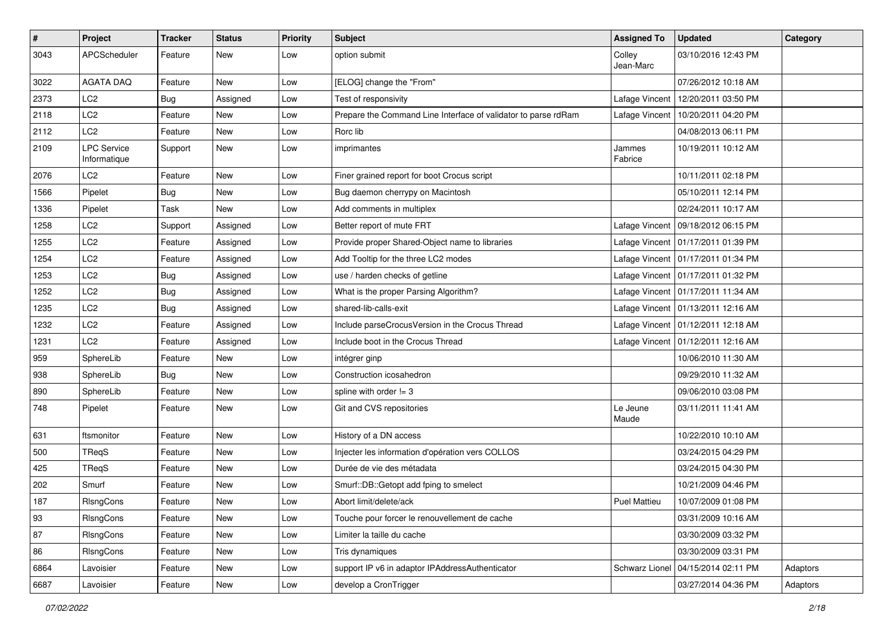| # | Project | Tracker | Status | Priority | Subject | Assigned To | Updated | Category |
|---|---|---|---|---|---|---|---|---|
| 3043 | APCScheduler | Feature | New | Low | option submit | Colley Jean-Marc | 03/10/2016 12:43 PM | |
| 3022 | AGATA DAQ | Feature | New | Low | [ELOG] change the "From" | | 07/26/2012 10:18 AM | |
| 2373 | LC2 | Bug | Assigned | Low | Test of responsivity | Lafage Vincent | 12/20/2011 03:50 PM | |
| 2118 | LC2 | Feature | New | Low | Prepare the Command Line Interface of validator to parse rdRam | Lafage Vincent | 10/20/2011 04:20 PM | |
| 2112 | LC2 | Feature | New | Low | Rorc lib | | 04/08/2013 06:11 PM | |
| 2109 | LPC Service Informatique | Support | New | Low | imprimantes | Jammes Fabrice | 10/19/2011 10:12 AM | |
| 2076 | LC2 | Feature | New | Low | Finer grained report for boot Crocus script | | 10/11/2011 02:18 PM | |
| 1566 | Pipelet | Bug | New | Low | Bug daemon cherrypy on Macintosh | | 05/10/2011 12:14 PM | |
| 1336 | Pipelet | Task | New | Low | Add comments in multiplex | | 02/24/2011 10:17 AM | |
| 1258 | LC2 | Support | Assigned | Low | Better report of mute FRT | Lafage Vincent | 09/18/2012 06:15 PM | |
| 1255 | LC2 | Feature | Assigned | Low | Provide proper Shared-Object name to libraries | Lafage Vincent | 01/17/2011 01:39 PM | |
| 1254 | LC2 | Feature | Assigned | Low | Add Tooltip for the three LC2 modes | Lafage Vincent | 01/17/2011 01:34 PM | |
| 1253 | LC2 | Bug | Assigned | Low | use / harden checks of getline | Lafage Vincent | 01/17/2011 01:32 PM | |
| 1252 | LC2 | Bug | Assigned | Low | What is the proper Parsing Algorithm? | Lafage Vincent | 01/17/2011 11:34 AM | |
| 1235 | LC2 | Bug | Assigned | Low | shared-lib-calls-exit | Lafage Vincent | 01/13/2011 12:16 AM | |
| 1232 | LC2 | Feature | Assigned | Low | Include parseCrocusVersion in the Crocus Thread | Lafage Vincent | 01/12/2011 12:18 AM | |
| 1231 | LC2 | Feature | Assigned | Low | Include boot in the Crocus Thread | Lafage Vincent | 01/12/2011 12:16 AM | |
| 959 | SphereLib | Feature | New | Low | intégrer ginp | | 10/06/2010 11:30 AM | |
| 938 | SphereLib | Bug | New | Low | Construction icosahedron | | 09/29/2010 11:32 AM | |
| 890 | SphereLib | Feature | New | Low | spline with order != 3 | | 09/06/2010 03:08 PM | |
| 748 | Pipelet | Feature | New | Low | Git and CVS repositories | Le Jeune Maude | 03/11/2011 11:41 AM | |
| 631 | ftsmonitor | Feature | New | Low | History of a DN access | | 10/22/2010 10:10 AM | |
| 500 | TReqS | Feature | New | Low | Injecter les information d'opération vers COLLOS | | 03/24/2015 04:29 PM | |
| 425 | TReqS | Feature | New | Low | Durée de vie des métadata | | 03/24/2015 04:30 PM | |
| 202 | Smurf | Feature | New | Low | Smurf::DB::Getopt add fping to smelect | | 10/21/2009 04:46 PM | |
| 187 | RlsngCons | Feature | New | Low | Abort limit/delete/ack | Puel Mattieu | 10/07/2009 01:08 PM | |
| 93 | RlsngCons | Feature | New | Low | Touche pour forcer le renouvellement de cache | | 03/31/2009 10:16 AM | |
| 87 | RlsngCons | Feature | New | Low | Limiter la taille du cache | | 03/30/2009 03:32 PM | |
| 86 | RlsngCons | Feature | New | Low | Tris dynamiques | | 03/30/2009 03:31 PM | |
| 6864 | Lavoisier | Feature | New | Low | support IP v6 in adaptor IPAddressAuthenticator | Schwarz Lionel | 04/15/2014 02:11 PM | Adaptors |
| 6687 | Lavoisier | Feature | New | Low | develop a CronTrigger | | 03/27/2014 04:36 PM | Adaptors |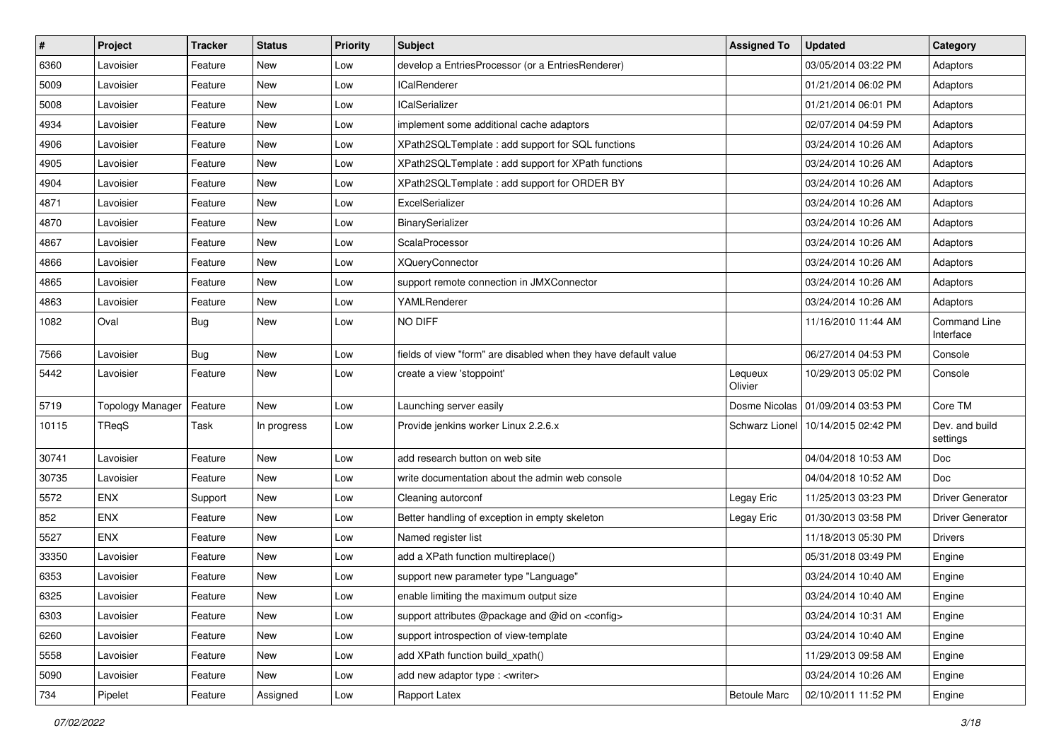| # | Project | Tracker | Status | Priority | Subject | Assigned To | Updated | Category |
|---|---|---|---|---|---|---|---|---|
| 6360 | Lavoisier | Feature | New | Low | develop a EntriesProcessor (or a EntriesRenderer) | | 03/05/2014 03:22 PM | Adaptors |
| 5009 | Lavoisier | Feature | New | Low | ICalRenderer | | 01/21/2014 06:02 PM | Adaptors |
| 5008 | Lavoisier | Feature | New | Low | ICalSerializer | | 01/21/2014 06:01 PM | Adaptors |
| 4934 | Lavoisier | Feature | New | Low | implement some additional cache adaptors | | 02/07/2014 04:59 PM | Adaptors |
| 4906 | Lavoisier | Feature | New | Low | XPath2SQLTemplate : add support for SQL functions | | 03/24/2014 10:26 AM | Adaptors |
| 4905 | Lavoisier | Feature | New | Low | XPath2SQLTemplate : add support for XPath functions | | 03/24/2014 10:26 AM | Adaptors |
| 4904 | Lavoisier | Feature | New | Low | XPath2SQLTemplate : add support for ORDER BY | | 03/24/2014 10:26 AM | Adaptors |
| 4871 | Lavoisier | Feature | New | Low | ExcelSerializer | | 03/24/2014 10:26 AM | Adaptors |
| 4870 | Lavoisier | Feature | New | Low | BinarySerializer | | 03/24/2014 10:26 AM | Adaptors |
| 4867 | Lavoisier | Feature | New | Low | ScalaProcessor | | 03/24/2014 10:26 AM | Adaptors |
| 4866 | Lavoisier | Feature | New | Low | XQueryConnector | | 03/24/2014 10:26 AM | Adaptors |
| 4865 | Lavoisier | Feature | New | Low | support remote connection in JMXConnector | | 03/24/2014 10:26 AM | Adaptors |
| 4863 | Lavoisier | Feature | New | Low | YAMLRenderer | | 03/24/2014 10:26 AM | Adaptors |
| 1082 | Oval | Bug | New | Low | NO DIFF | | 11/16/2010 11:44 AM | Command Line Interface |
| 7566 | Lavoisier | Bug | New | Low | fields of view "form" are disabled when they have default value | | 06/27/2014 04:53 PM | Console |
| 5442 | Lavoisier | Feature | New | Low | create a view 'stoppoint' | Lequeux Olivier | 10/29/2013 05:02 PM | Console |
| 5719 | Topology Manager | Feature | New | Low | Launching server easily | Dosme Nicolas | 01/09/2014 03:53 PM | Core TM |
| 10115 | TReqS | Task | In progress | Low | Provide jenkins worker Linux 2.2.6.x | Schwarz Lionel | 10/14/2015 02:42 PM | Dev. and build settings |
| 30741 | Lavoisier | Feature | New | Low | add research button on web site | | 04/04/2018 10:53 AM | Doc |
| 30735 | Lavoisier | Feature | New | Low | write documentation about the admin web console | | 04/04/2018 10:52 AM | Doc |
| 5572 | ENX | Support | New | Low | Cleaning autorconf | Legay Eric | 11/25/2013 03:23 PM | Driver Generator |
| 852 | ENX | Feature | New | Low | Better handling of exception in empty skeleton | Legay Eric | 01/30/2013 03:58 PM | Driver Generator |
| 5527 | ENX | Feature | New | Low | Named register list | | 11/18/2013 05:30 PM | Drivers |
| 33350 | Lavoisier | Feature | New | Low | add a XPath function multireplace() | | 05/31/2018 03:49 PM | Engine |
| 6353 | Lavoisier | Feature | New | Low | support new parameter type "Language" | | 03/24/2014 10:40 AM | Engine |
| 6325 | Lavoisier | Feature | New | Low | enable limiting the maximum output size | | 03/24/2014 10:40 AM | Engine |
| 6303 | Lavoisier | Feature | New | Low | support attributes @package and @id on <config> | | 03/24/2014 10:31 AM | Engine |
| 6260 | Lavoisier | Feature | New | Low | support introspection of view-template | | 03/24/2014 10:40 AM | Engine |
| 5558 | Lavoisier | Feature | New | Low | add XPath function build_xpath() | | 11/29/2013 09:58 AM | Engine |
| 5090 | Lavoisier | Feature | New | Low | add new adaptor type : <writer> | | 03/24/2014 10:26 AM | Engine |
| 734 | Pipelet | Feature | Assigned | Low | Rapport Latex | Betoule Marc | 02/10/2011 11:52 PM | Engine |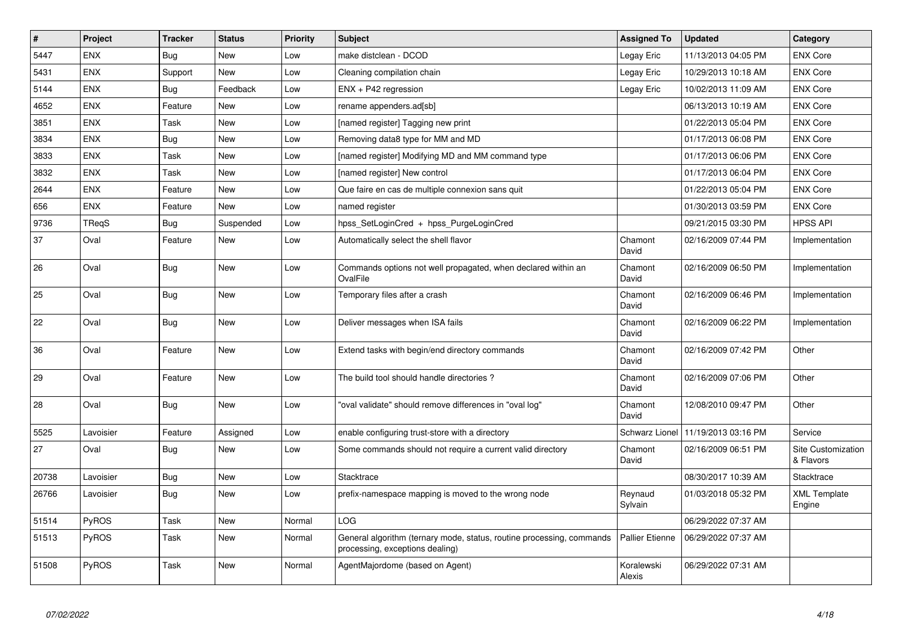| # | Project | Tracker | Status | Priority | Subject | Assigned To | Updated | Category |
|---|---|---|---|---|---|---|---|---|
| 5447 | ENX | Bug | New | Low | make distclean - DCOD | Legay Eric | 11/13/2013 04:05 PM | ENX Core |
| 5431 | ENX | Support | New | Low | Cleaning compilation chain | Legay Eric | 10/29/2013 10:18 AM | ENX Core |
| 5144 | ENX | Bug | Feedback | Low | ENX + P42 regression | Legay Eric | 10/02/2013 11:09 AM | ENX Core |
| 4652 | ENX | Feature | New | Low | rename appenders.ad[sb] | | 06/13/2013 10:19 AM | ENX Core |
| 3851 | ENX | Task | New | Low | [named register] Tagging new print | | 01/22/2013 05:04 PM | ENX Core |
| 3834 | ENX | Bug | New | Low | Removing data8 type for MM and MD | | 01/17/2013 06:08 PM | ENX Core |
| 3833 | ENX | Task | New | Low | [named register] Modifying MD and MM command type | | 01/17/2013 06:06 PM | ENX Core |
| 3832 | ENX | Task | New | Low | [named register] New control | | 01/17/2013 06:04 PM | ENX Core |
| 2644 | ENX | Feature | New | Low | Que faire en cas de multiple connexion sans quit | | 01/22/2013 05:04 PM | ENX Core |
| 656 | ENX | Feature | New | Low | named register | | 01/30/2013 03:59 PM | ENX Core |
| 9736 | TReqS | Bug | Suspended | Low | hpss_SetLoginCred + hpss_PurgeLoginCred | | 09/21/2015 03:30 PM | HPSS API |
| 37 | Oval | Feature | New | Low | Automatically select the shell flavor | Chamont David | 02/16/2009 07:44 PM | Implementation |
| 26 | Oval | Bug | New | Low | Commands options not well propagated, when declared within an OvalFile | Chamont David | 02/16/2009 06:50 PM | Implementation |
| 25 | Oval | Bug | New | Low | Temporary files after a crash | Chamont David | 02/16/2009 06:46 PM | Implementation |
| 22 | Oval | Bug | New | Low | Deliver messages when ISA fails | Chamont David | 02/16/2009 06:22 PM | Implementation |
| 36 | Oval | Feature | New | Low | Extend tasks with begin/end directory commands | Chamont David | 02/16/2009 07:42 PM | Other |
| 29 | Oval | Feature | New | Low | The build tool should handle directories ? | Chamont David | 02/16/2009 07:06 PM | Other |
| 28 | Oval | Bug | New | Low | "oval validate" should remove differences in "oval log" | Chamont David | 12/08/2010 09:47 PM | Other |
| 5525 | Lavoisier | Feature | Assigned | Low | enable configuring trust-store with a directory | Schwarz Lionel | 11/19/2013 03:16 PM | Service |
| 27 | Oval | Bug | New | Low | Some commands should not require a current valid directory | Chamont David | 02/16/2009 06:51 PM | Site Customization & Flavors |
| 20738 | Lavoisier | Bug | New | Low | Stacktrace | | 08/30/2017 10:39 AM | Stacktrace |
| 26766 | Lavoisier | Bug | New | Low | prefix-namespace mapping is moved to the wrong node | Reynaud Sylvain | 01/03/2018 05:32 PM | XML Template Engine |
| 51514 | PyROS | Task | New | Normal | LOG | | 06/29/2022 07:37 AM | |
| 51513 | PyROS | Task | New | Normal | General algorithm (ternary mode, status, routine processing, commands processing, exceptions dealing) | Pallier Etienne | 06/29/2022 07:37 AM | |
| 51508 | PyROS | Task | New | Normal | AgentMajordome (based on Agent) | Koralewski Alexis | 06/29/2022 07:31 AM | |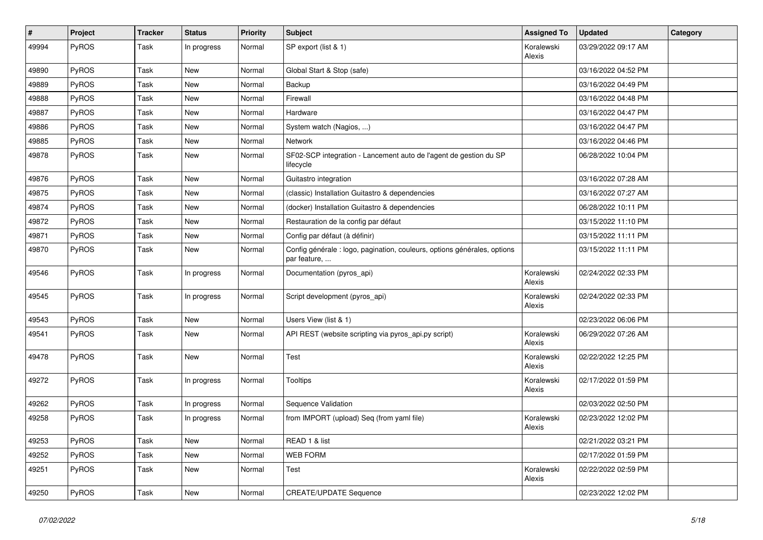| # | Project | Tracker | Status | Priority | Subject | Assigned To | Updated | Category |
|---|---|---|---|---|---|---|---|---|
| 49994 | PyROS | Task | In progress | Normal | SP export (list & 1) | Koralewski Alexis | 03/29/2022 09:17 AM | |
| 49890 | PyROS | Task | New | Normal | Global Start & Stop (safe) | | 03/16/2022 04:52 PM | |
| 49889 | PyROS | Task | New | Normal | Backup | | 03/16/2022 04:49 PM | |
| 49888 | PyROS | Task | New | Normal | Firewall | | 03/16/2022 04:48 PM | |
| 49887 | PyROS | Task | New | Normal | Hardware | | 03/16/2022 04:47 PM | |
| 49886 | PyROS | Task | New | Normal | System watch (Nagios, ...) | | 03/16/2022 04:47 PM | |
| 49885 | PyROS | Task | New | Normal | Network | | 03/16/2022 04:46 PM | |
| 49878 | PyROS | Task | New | Normal | SF02-SCP integration - Lancement auto de l'agent de gestion du SP lifecycle | | 06/28/2022 10:04 PM | |
| 49876 | PyROS | Task | New | Normal | Guitastro integration | | 03/16/2022 07:28 AM | |
| 49875 | PyROS | Task | New | Normal | (classic) Installation Guitastro & dependencies | | 03/16/2022 07:27 AM | |
| 49874 | PyROS | Task | New | Normal | (docker) Installation Guitastro & dependencies | | 06/28/2022 10:11 PM | |
| 49872 | PyROS | Task | New | Normal | Restauration de la config par défaut | | 03/15/2022 11:10 PM | |
| 49871 | PyROS | Task | New | Normal | Config par défaut (à définir) | | 03/15/2022 11:11 PM | |
| 49870 | PyROS | Task | New | Normal | Config générale : logo, pagination, couleurs, options générales, options par feature, ... | | 03/15/2022 11:11 PM | |
| 49546 | PyROS | Task | In progress | Normal | Documentation (pyros_api) | Koralewski Alexis | 02/24/2022 02:33 PM | |
| 49545 | PyROS | Task | In progress | Normal | Script development (pyros_api) | Koralewski Alexis | 02/24/2022 02:33 PM | |
| 49543 | PyROS | Task | New | Normal | Users View (list & 1) | | 02/23/2022 06:06 PM | |
| 49541 | PyROS | Task | New | Normal | API REST (website scripting via pyros_api.py script) | Koralewski Alexis | 06/29/2022 07:26 AM | |
| 49478 | PyROS | Task | New | Normal | Test | Koralewski Alexis | 02/22/2022 12:25 PM | |
| 49272 | PyROS | Task | In progress | Normal | Tooltips | Koralewski Alexis | 02/17/2022 01:59 PM | |
| 49262 | PyROS | Task | In progress | Normal | Sequence Validation | | 02/03/2022 02:50 PM | |
| 49258 | PyROS | Task | In progress | Normal | from IMPORT (upload) Seq (from yaml file) | Koralewski Alexis | 02/23/2022 12:02 PM | |
| 49253 | PyROS | Task | New | Normal | READ 1 & list | | 02/21/2022 03:21 PM | |
| 49252 | PyROS | Task | New | Normal | WEB FORM | | 02/17/2022 01:59 PM | |
| 49251 | PyROS | Task | New | Normal | Test | Koralewski Alexis | 02/22/2022 02:59 PM | |
| 49250 | PyROS | Task | New | Normal | CREATE/UPDATE Sequence | | 02/23/2022 12:02 PM | |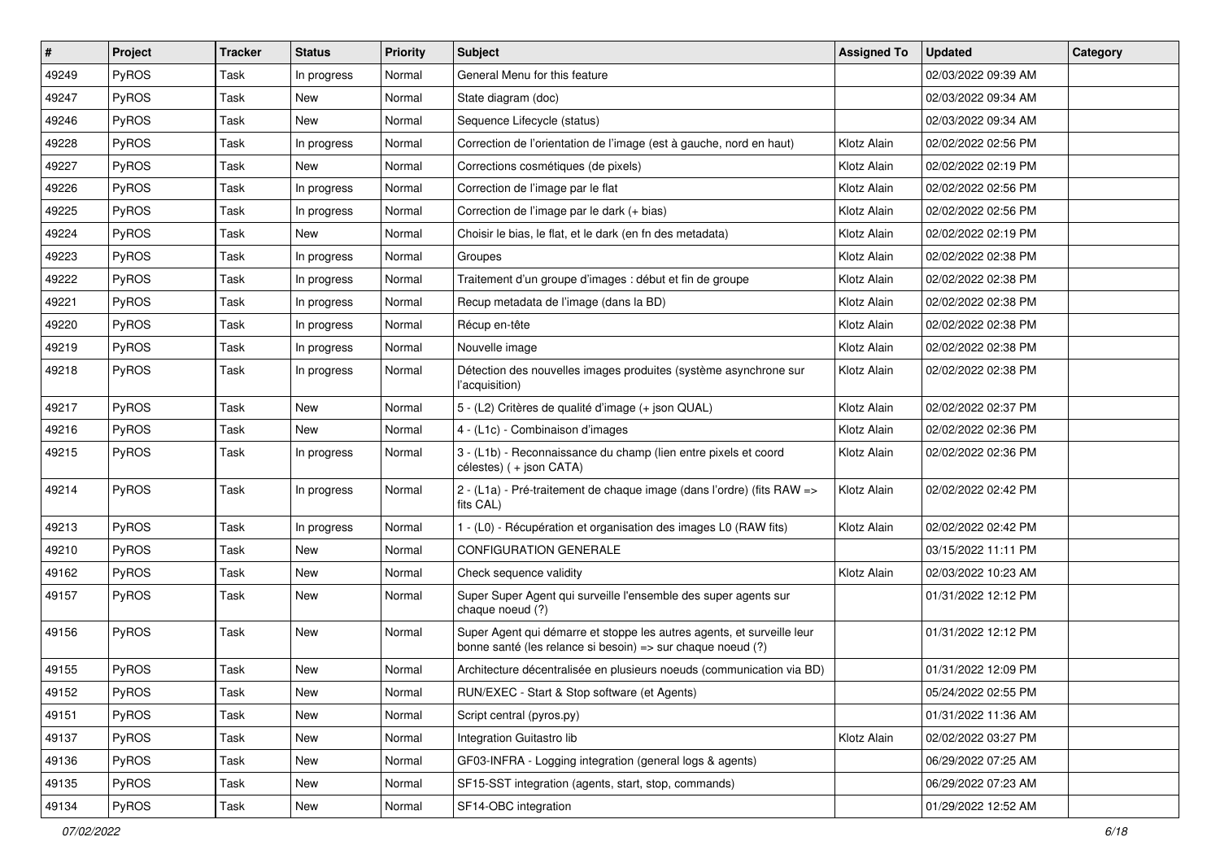| # | Project | Tracker | Status | Priority | Subject | Assigned To | Updated | Category |
|---|---|---|---|---|---|---|---|---|
| 49249 | PyROS | Task | In progress | Normal | General Menu for this feature | | 02/03/2022 09:39 AM | |
| 49247 | PyROS | Task | New | Normal | State diagram (doc) | | 02/03/2022 09:34 AM | |
| 49246 | PyROS | Task | New | Normal | Sequence Lifecycle (status) | | 02/03/2022 09:34 AM | |
| 49228 | PyROS | Task | In progress | Normal | Correction de l'orientation de l'image (est à gauche, nord en haut) | Klotz Alain | 02/02/2022 02:56 PM | |
| 49227 | PyROS | Task | New | Normal | Corrections cosmétiques (de pixels) | Klotz Alain | 02/02/2022 02:19 PM | |
| 49226 | PyROS | Task | In progress | Normal | Correction de l'image par le flat | Klotz Alain | 02/02/2022 02:56 PM | |
| 49225 | PyROS | Task | In progress | Normal | Correction de l'image par le dark (+ bias) | Klotz Alain | 02/02/2022 02:56 PM | |
| 49224 | PyROS | Task | New | Normal | Choisir le bias, le flat, et le dark (en fn des metadata) | Klotz Alain | 02/02/2022 02:19 PM | |
| 49223 | PyROS | Task | In progress | Normal | Groupes | Klotz Alain | 02/02/2022 02:38 PM | |
| 49222 | PyROS | Task | In progress | Normal | Traitement d'un groupe d'images : début et fin de groupe | Klotz Alain | 02/02/2022 02:38 PM | |
| 49221 | PyROS | Task | In progress | Normal | Recup metadata de l'image (dans la BD) | Klotz Alain | 02/02/2022 02:38 PM | |
| 49220 | PyROS | Task | In progress | Normal | Récup en-tête | Klotz Alain | 02/02/2022 02:38 PM | |
| 49219 | PyROS | Task | In progress | Normal | Nouvelle image | Klotz Alain | 02/02/2022 02:38 PM | |
| 49218 | PyROS | Task | In progress | Normal | Détection des nouvelles images produites (système asynchrone sur l'acquisition) | Klotz Alain | 02/02/2022 02:38 PM | |
| 49217 | PyROS | Task | New | Normal | 5 - (L2) Critères de qualité d'image (+ json QUAL) | Klotz Alain | 02/02/2022 02:37 PM | |
| 49216 | PyROS | Task | New | Normal | 4 - (L1c) - Combinaison d'images | Klotz Alain | 02/02/2022 02:36 PM | |
| 49215 | PyROS | Task | In progress | Normal | 3 - (L1b) - Reconnaissance du champ (lien entre pixels et coord célestes) ( + json CATA) | Klotz Alain | 02/02/2022 02:36 PM | |
| 49214 | PyROS | Task | In progress | Normal | 2 - (L1a) - Pré-traitement de chaque image (dans l'ordre) (fits RAW => fits CAL) | Klotz Alain | 02/02/2022 02:42 PM | |
| 49213 | PyROS | Task | In progress | Normal | 1 - (L0) - Récupération et organisation des images L0 (RAW fits) | Klotz Alain | 02/02/2022 02:42 PM | |
| 49210 | PyROS | Task | New | Normal | CONFIGURATION GENERALE | | 03/15/2022 11:11 PM | |
| 49162 | PyROS | Task | New | Normal | Check sequence validity | Klotz Alain | 02/03/2022 10:23 AM | |
| 49157 | PyROS | Task | New | Normal | Super Super Agent qui surveille l'ensemble des super agents sur chaque noeud (?) | | 01/31/2022 12:12 PM | |
| 49156 | PyROS | Task | New | Normal | Super Agent qui démarre et stoppe les autres agents, et surveille leur bonne santé (les relance si besoin) => sur chaque noeud (?) | | 01/31/2022 12:12 PM | |
| 49155 | PyROS | Task | New | Normal | Architecture décentralisée en plusieurs noeuds (communication via BD) | | 01/31/2022 12:09 PM | |
| 49152 | PyROS | Task | New | Normal | RUN/EXEC - Start & Stop software (et Agents) | | 05/24/2022 02:55 PM | |
| 49151 | PyROS | Task | New | Normal | Script central (pyros.py) | | 01/31/2022 11:36 AM | |
| 49137 | PyROS | Task | New | Normal | Integration Guitastro lib | Klotz Alain | 02/02/2022 03:27 PM | |
| 49136 | PyROS | Task | New | Normal | GF03-INFRA - Logging integration (general logs & agents) | | 06/29/2022 07:25 AM | |
| 49135 | PyROS | Task | New | Normal | SF15-SST integration (agents, start, stop, commands) | | 06/29/2022 07:23 AM | |
| 49134 | PyROS | Task | New | Normal | SF14-OBC integration | | 01/29/2022 12:52 AM | |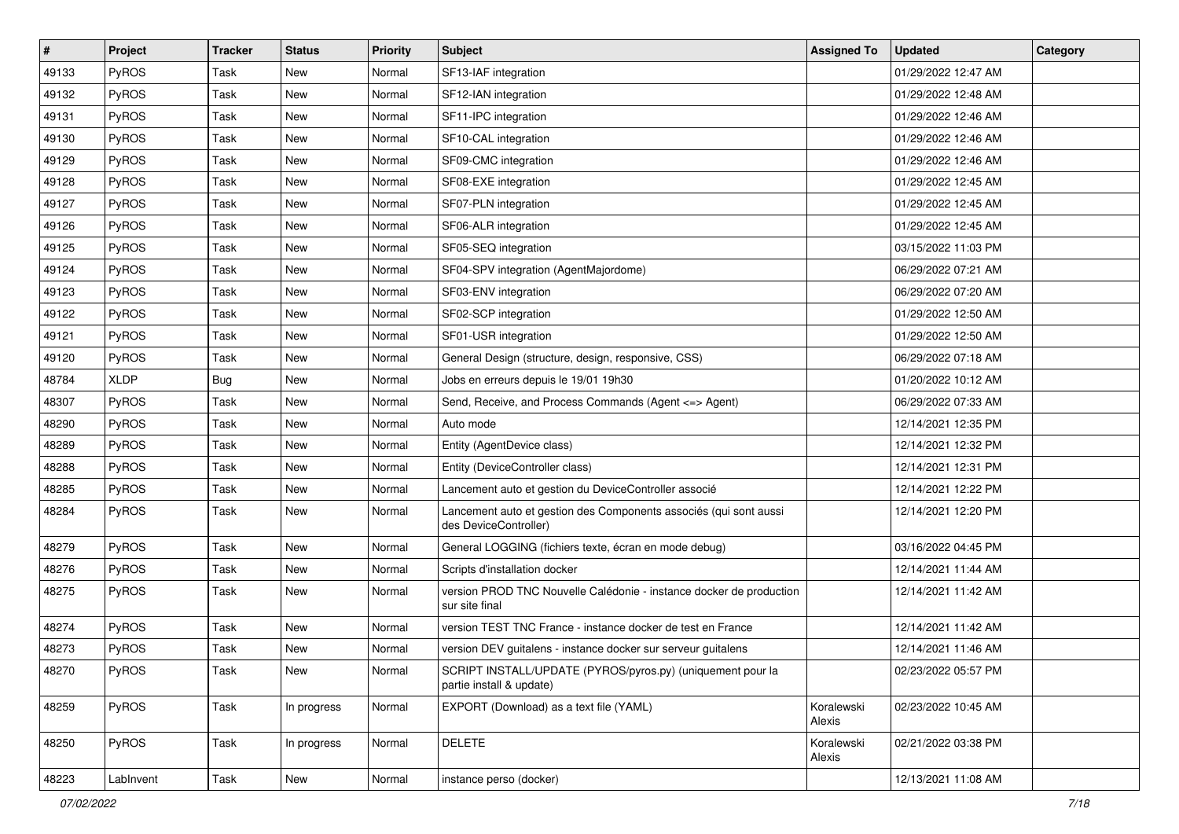| # | Project | Tracker | Status | Priority | Subject | Assigned To | Updated | Category |
|---|---|---|---|---|---|---|---|---|
| 49133 | PyROS | Task | New | Normal | SF13-IAF integration | | 01/29/2022 12:47 AM | |
| 49132 | PyROS | Task | New | Normal | SF12-IAN integration | | 01/29/2022 12:48 AM | |
| 49131 | PyROS | Task | New | Normal | SF11-IPC integration | | 01/29/2022 12:46 AM | |
| 49130 | PyROS | Task | New | Normal | SF10-CAL integration | | 01/29/2022 12:46 AM | |
| 49129 | PyROS | Task | New | Normal | SF09-CMC integration | | 01/29/2022 12:46 AM | |
| 49128 | PyROS | Task | New | Normal | SF08-EXE integration | | 01/29/2022 12:45 AM | |
| 49127 | PyROS | Task | New | Normal | SF07-PLN integration | | 01/29/2022 12:45 AM | |
| 49126 | PyROS | Task | New | Normal | SF06-ALR integration | | 01/29/2022 12:45 AM | |
| 49125 | PyROS | Task | New | Normal | SF05-SEQ integration | | 03/15/2022 11:03 PM | |
| 49124 | PyROS | Task | New | Normal | SF04-SPV integration (AgentMajordome) | | 06/29/2022 07:21 AM | |
| 49123 | PyROS | Task | New | Normal | SF03-ENV integration | | 06/29/2022 07:20 AM | |
| 49122 | PyROS | Task | New | Normal | SF02-SCP integration | | 01/29/2022 12:50 AM | |
| 49121 | PyROS | Task | New | Normal | SF01-USR integration | | 01/29/2022 12:50 AM | |
| 49120 | PyROS | Task | New | Normal | General Design (structure, design, responsive, CSS) | | 06/29/2022 07:18 AM | |
| 48784 | XLDP | Bug | New | Normal | Jobs en erreurs depuis le 19/01 19h30 | | 01/20/2022 10:12 AM | |
| 48307 | PyROS | Task | New | Normal | Send, Receive, and Process Commands (Agent <=> Agent) | | 06/29/2022 07:33 AM | |
| 48290 | PyROS | Task | New | Normal | Auto mode | | 12/14/2021 12:35 PM | |
| 48289 | PyROS | Task | New | Normal | Entity (AgentDevice class) | | 12/14/2021 12:32 PM | |
| 48288 | PyROS | Task | New | Normal | Entity (DeviceController class) | | 12/14/2021 12:31 PM | |
| 48285 | PyROS | Task | New | Normal | Lancement auto et gestion du DeviceController associé | | 12/14/2021 12:22 PM | |
| 48284 | PyROS | Task | New | Normal | Lancement auto et gestion des Components associés (qui sont aussi des DeviceController) | | 12/14/2021 12:20 PM | |
| 48279 | PyROS | Task | New | Normal | General LOGGING (fichiers texte, écran en mode debug) | | 03/16/2022 04:45 PM | |
| 48276 | PyROS | Task | New | Normal | Scripts d'installation docker | | 12/14/2021 11:44 AM | |
| 48275 | PyROS | Task | New | Normal | version PROD TNC Nouvelle Calédonie - instance docker de production sur site final | | 12/14/2021 11:42 AM | |
| 48274 | PyROS | Task | New | Normal | version TEST TNC France - instance docker de test en France | | 12/14/2021 11:42 AM | |
| 48273 | PyROS | Task | New | Normal | version DEV guitalens - instance docker sur serveur guitalens | | 12/14/2021 11:46 AM | |
| 48270 | PyROS | Task | New | Normal | SCRIPT INSTALL/UPDATE (PYROS/pyros.py) (uniquement pour la partie install & update) | | 02/23/2022 05:57 PM | |
| 48259 | PyROS | Task | In progress | Normal | EXPORT (Download) as a text file (YAML) | Koralewski Alexis | 02/23/2022 10:45 AM | |
| 48250 | PyROS | Task | In progress | Normal | DELETE | Koralewski Alexis | 02/21/2022 03:38 PM | |
| 48223 | LabInvent | Task | New | Normal | instance perso (docker) | | 12/13/2021 11:08 AM | |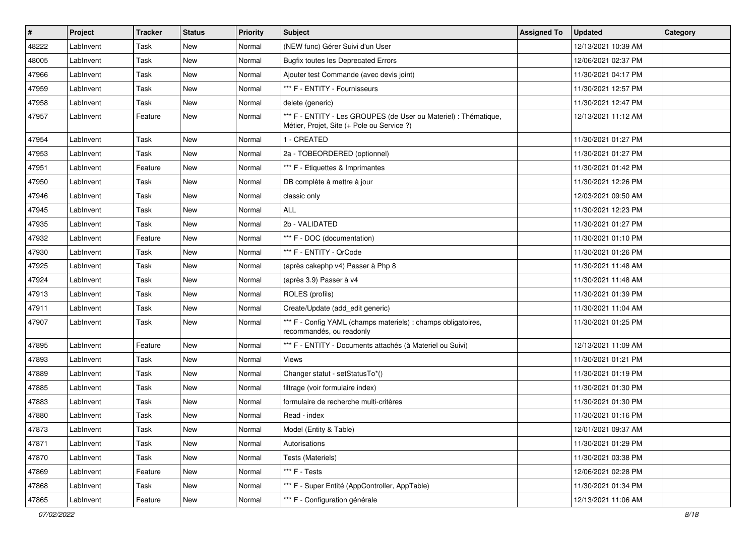| # | Project | Tracker | Status | Priority | Subject | Assigned To | Updated | Category |
|---|---|---|---|---|---|---|---|---|
| 48222 | LabInvent | Task | New | Normal | (NEW func) Gérer Suivi d'un User | | 12/13/2021 10:39 AM | |
| 48005 | LabInvent | Task | New | Normal | Bugfix toutes les Deprecated Errors | | 12/06/2021 02:37 PM | |
| 47966 | LabInvent | Task | New | Normal | Ajouter test Commande (avec devis joint) | | 11/30/2021 04:17 PM | |
| 47959 | LabInvent | Task | New | Normal | *** F - ENTITY - Fournisseurs | | 11/30/2021 12:57 PM | |
| 47958 | LabInvent | Task | New | Normal | delete (generic) | | 11/30/2021 12:47 PM | |
| 47957 | LabInvent | Feature | New | Normal | *** F - ENTITY - Les GROUPES (de User ou Materiel) : Thématique, Métier, Projet, Site (+ Pole ou Service ?) | | 12/13/2021 11:12 AM | |
| 47954 | LabInvent | Task | New | Normal | 1 - CREATED | | 11/30/2021 01:27 PM | |
| 47953 | LabInvent | Task | New | Normal | 2a - TOBEORDERED (optionnel) | | 11/30/2021 01:27 PM | |
| 47951 | LabInvent | Feature | New | Normal | *** F - Etiquettes & Imprimantes | | 11/30/2021 01:42 PM | |
| 47950 | LabInvent | Task | New | Normal | DB complète à mettre à jour | | 11/30/2021 12:26 PM | |
| 47946 | LabInvent | Task | New | Normal | classic only | | 12/03/2021 09:50 AM | |
| 47945 | LabInvent | Task | New | Normal | ALL | | 11/30/2021 12:23 PM | |
| 47935 | LabInvent | Task | New | Normal | 2b - VALIDATED | | 11/30/2021 01:27 PM | |
| 47932 | LabInvent | Feature | New | Normal | *** F - DOC (documentation) | | 11/30/2021 01:10 PM | |
| 47930 | LabInvent | Task | New | Normal | *** F - ENTITY - QrCode | | 11/30/2021 01:26 PM | |
| 47925 | LabInvent | Task | New | Normal | (après cakephp v4) Passer à Php 8 | | 11/30/2021 11:48 AM | |
| 47924 | LabInvent | Task | New | Normal | (après 3.9) Passer à v4 | | 11/30/2021 11:48 AM | |
| 47913 | LabInvent | Task | New | Normal | ROLES (profils) | | 11/30/2021 01:39 PM | |
| 47911 | LabInvent | Task | New | Normal | Create/Update (add_edit generic) | | 11/30/2021 11:04 AM | |
| 47907 | LabInvent | Task | New | Normal | *** F - Config YAML (champs materiels) : champs obligatoires, recommandés, ou readonly | | 11/30/2021 01:25 PM | |
| 47895 | LabInvent | Feature | New | Normal | *** F - ENTITY - Documents attachés (à Materiel ou Suivi) | | 12/13/2021 11:09 AM | |
| 47893 | LabInvent | Task | New | Normal | Views | | 11/30/2021 01:21 PM | |
| 47889 | LabInvent | Task | New | Normal | Changer statut - setStatusTo*() | | 11/30/2021 01:19 PM | |
| 47885 | LabInvent | Task | New | Normal | filtrage (voir formulaire index) | | 11/30/2021 01:30 PM | |
| 47883 | LabInvent | Task | New | Normal | formulaire de recherche multi-critères | | 11/30/2021 01:30 PM | |
| 47880 | LabInvent | Task | New | Normal | Read - index | | 11/30/2021 01:16 PM | |
| 47873 | LabInvent | Task | New | Normal | Model (Entity & Table) | | 12/01/2021 09:37 AM | |
| 47871 | LabInvent | Task | New | Normal | Autorisations | | 11/30/2021 01:29 PM | |
| 47870 | LabInvent | Task | New | Normal | Tests (Materiels) | | 11/30/2021 03:38 PM | |
| 47869 | LabInvent | Feature | New | Normal | *** F - Tests | | 12/06/2021 02:28 PM | |
| 47868 | LabInvent | Task | New | Normal | *** F - Super Entité (AppController, AppTable) | | 11/30/2021 01:34 PM | |
| 47865 | LabInvent | Feature | New | Normal | *** F - Configuration générale | | 12/13/2021 11:06 AM | |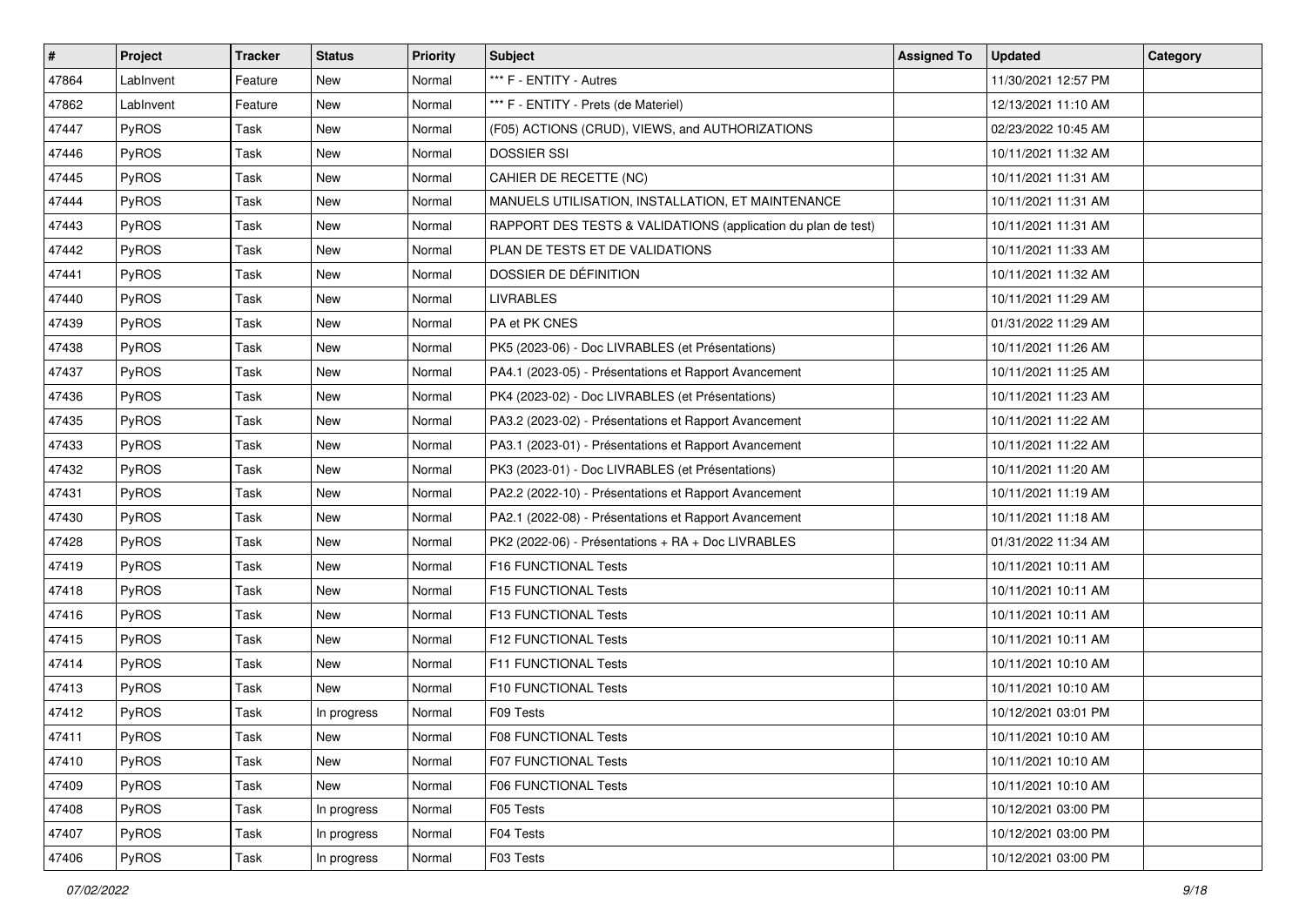| # | Project | Tracker | Status | Priority | Subject | Assigned To | Updated | Category |
|---|---|---|---|---|---|---|---|---|
| 47864 | LabInvent | Feature | New | Normal | *** F - ENTITY - Autres | | 11/30/2021 12:57 PM | |
| 47862 | LabInvent | Feature | New | Normal | *** F - ENTITY - Prets (de Materiel) | | 12/13/2021 11:10 AM | |
| 47447 | PyROS | Task | New | Normal | (F05) ACTIONS (CRUD), VIEWS, and AUTHORIZATIONS | | 02/23/2022 10:45 AM | |
| 47446 | PyROS | Task | New | Normal | DOSSIER SSI | | 10/11/2021 11:32 AM | |
| 47445 | PyROS | Task | New | Normal | CAHIER DE RECETTE (NC) | | 10/11/2021 11:31 AM | |
| 47444 | PyROS | Task | New | Normal | MANUELS UTILISATION, INSTALLATION, ET MAINTENANCE | | 10/11/2021 11:31 AM | |
| 47443 | PyROS | Task | New | Normal | RAPPORT DES TESTS & VALIDATIONS (application du plan de test) | | 10/11/2021 11:31 AM | |
| 47442 | PyROS | Task | New | Normal | PLAN DE TESTS ET DE VALIDATIONS | | 10/11/2021 11:33 AM | |
| 47441 | PyROS | Task | New | Normal | DOSSIER DE DÉFINITION | | 10/11/2021 11:32 AM | |
| 47440 | PyROS | Task | New | Normal | LIVRABLES | | 10/11/2021 11:29 AM | |
| 47439 | PyROS | Task | New | Normal | PA et PK CNES | | 01/31/2022 11:29 AM | |
| 47438 | PyROS | Task | New | Normal | PK5 (2023-06) - Doc LIVRABLES (et Présentations) | | 10/11/2021 11:26 AM | |
| 47437 | PyROS | Task | New | Normal | PA4.1 (2023-05) - Présentations et Rapport Avancement | | 10/11/2021 11:25 AM | |
| 47436 | PyROS | Task | New | Normal | PK4 (2023-02) - Doc LIVRABLES (et Présentations) | | 10/11/2021 11:23 AM | |
| 47435 | PyROS | Task | New | Normal | PA3.2 (2023-02) - Présentations et Rapport Avancement | | 10/11/2021 11:22 AM | |
| 47433 | PyROS | Task | New | Normal | PA3.1 (2023-01) - Présentations et Rapport Avancement | | 10/11/2021 11:22 AM | |
| 47432 | PyROS | Task | New | Normal | PK3 (2023-01) - Doc LIVRABLES (et Présentations) | | 10/11/2021 11:20 AM | |
| 47431 | PyROS | Task | New | Normal | PA2.2 (2022-10) - Présentations et Rapport Avancement | | 10/11/2021 11:19 AM | |
| 47430 | PyROS | Task | New | Normal | PA2.1 (2022-08) - Présentations et Rapport Avancement | | 10/11/2021 11:18 AM | |
| 47428 | PyROS | Task | New | Normal | PK2 (2022-06) - Présentations + RA + Doc LIVRABLES | | 01/31/2022 11:34 AM | |
| 47419 | PyROS | Task | New | Normal | F16 FUNCTIONAL Tests | | 10/11/2021 10:11 AM | |
| 47418 | PyROS | Task | New | Normal | F15 FUNCTIONAL Tests | | 10/11/2021 10:11 AM | |
| 47416 | PyROS | Task | New | Normal | F13 FUNCTIONAL Tests | | 10/11/2021 10:11 AM | |
| 47415 | PyROS | Task | New | Normal | F12 FUNCTIONAL Tests | | 10/11/2021 10:11 AM | |
| 47414 | PyROS | Task | New | Normal | F11 FUNCTIONAL Tests | | 10/11/2021 10:10 AM | |
| 47413 | PyROS | Task | New | Normal | F10 FUNCTIONAL Tests | | 10/11/2021 10:10 AM | |
| 47412 | PyROS | Task | In progress | Normal | F09 Tests | | 10/12/2021 03:01 PM | |
| 47411 | PyROS | Task | New | Normal | F08 FUNCTIONAL Tests | | 10/11/2021 10:10 AM | |
| 47410 | PyROS | Task | New | Normal | F07 FUNCTIONAL Tests | | 10/11/2021 10:10 AM | |
| 47409 | PyROS | Task | New | Normal | F06 FUNCTIONAL Tests | | 10/11/2021 10:10 AM | |
| 47408 | PyROS | Task | In progress | Normal | F05 Tests | | 10/12/2021 03:00 PM | |
| 47407 | PyROS | Task | In progress | Normal | F04 Tests | | 10/12/2021 03:00 PM | |
| 47406 | PyROS | Task | In progress | Normal | F03 Tests | | 10/12/2021 03:00 PM | |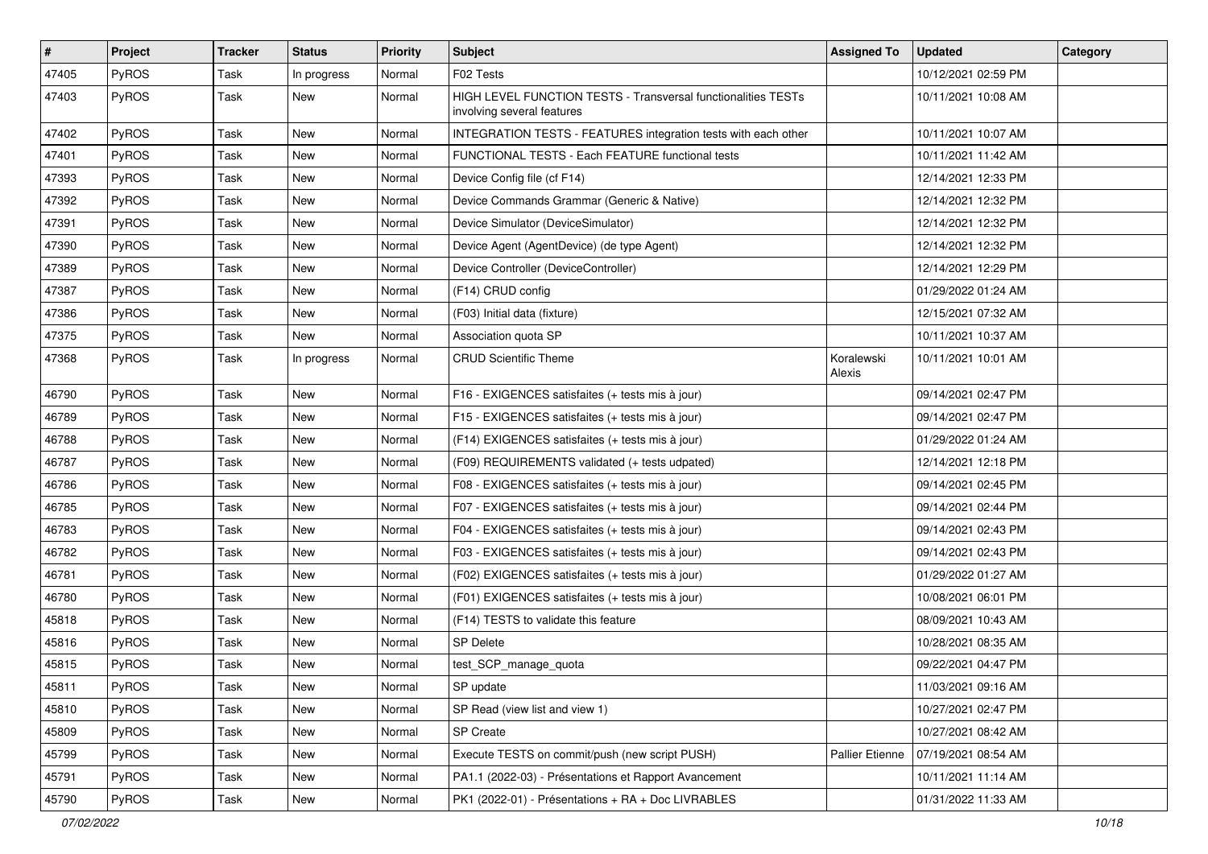| # | Project | Tracker | Status | Priority | Subject | Assigned To | Updated | Category |
|---|---|---|---|---|---|---|---|---|
| 47405 | PyROS | Task | In progress | Normal | F02 Tests | | 10/12/2021 02:59 PM | |
| 47403 | PyROS | Task | New | Normal | HIGH LEVEL FUNCTION TESTS - Transversal functionalities TESTs involving several features | | 10/11/2021 10:08 AM | |
| 47402 | PyROS | Task | New | Normal | INTEGRATION TESTS - FEATURES integration tests with each other | | 10/11/2021 10:07 AM | |
| 47401 | PyROS | Task | New | Normal | FUNCTIONAL TESTS - Each FEATURE functional tests | | 10/11/2021 11:42 AM | |
| 47393 | PyROS | Task | New | Normal | Device Config file (cf F14) | | 12/14/2021 12:33 PM | |
| 47392 | PyROS | Task | New | Normal | Device Commands Grammar (Generic & Native) | | 12/14/2021 12:32 PM | |
| 47391 | PyROS | Task | New | Normal | Device Simulator (DeviceSimulator) | | 12/14/2021 12:32 PM | |
| 47390 | PyROS | Task | New | Normal | Device Agent (AgentDevice) (de type Agent) | | 12/14/2021 12:32 PM | |
| 47389 | PyROS | Task | New | Normal | Device Controller (DeviceController) | | 12/14/2021 12:29 PM | |
| 47387 | PyROS | Task | New | Normal | (F14) CRUD config | | 01/29/2022 01:24 AM | |
| 47386 | PyROS | Task | New | Normal | (F03) Initial data (fixture) | | 12/15/2021 07:32 AM | |
| 47375 | PyROS | Task | New | Normal | Association quota SP | | 10/11/2021 10:37 AM | |
| 47368 | PyROS | Task | In progress | Normal | CRUD Scientific Theme | Koralewski Alexis | 10/11/2021 10:01 AM | |
| 46790 | PyROS | Task | New | Normal | F16 - EXIGENCES satisfaites (+ tests mis à jour) | | 09/14/2021 02:47 PM | |
| 46789 | PyROS | Task | New | Normal | F15 - EXIGENCES satisfaites (+ tests mis à jour) | | 09/14/2021 02:47 PM | |
| 46788 | PyROS | Task | New | Normal | (F14) EXIGENCES satisfaites (+ tests mis à jour) | | 01/29/2022 01:24 AM | |
| 46787 | PyROS | Task | New | Normal | (F09) REQUIREMENTS validated (+ tests udpated) | | 12/14/2021 12:18 PM | |
| 46786 | PyROS | Task | New | Normal | F08 - EXIGENCES satisfaites (+ tests mis à jour) | | 09/14/2021 02:45 PM | |
| 46785 | PyROS | Task | New | Normal | F07 - EXIGENCES satisfaites (+ tests mis à jour) | | 09/14/2021 02:44 PM | |
| 46783 | PyROS | Task | New | Normal | F04 - EXIGENCES satisfaites (+ tests mis à jour) | | 09/14/2021 02:43 PM | |
| 46782 | PyROS | Task | New | Normal | F03 - EXIGENCES satisfaites (+ tests mis à jour) | | 09/14/2021 02:43 PM | |
| 46781 | PyROS | Task | New | Normal | (F02) EXIGENCES satisfaites (+ tests mis à jour) | | 01/29/2022 01:27 AM | |
| 46780 | PyROS | Task | New | Normal | (F01) EXIGENCES satisfaites (+ tests mis à jour) | | 10/08/2021 06:01 PM | |
| 45818 | PyROS | Task | New | Normal | (F14) TESTS to validate this feature | | 08/09/2021 10:43 AM | |
| 45816 | PyROS | Task | New | Normal | SP Delete | | 10/28/2021 08:35 AM | |
| 45815 | PyROS | Task | New | Normal | test_SCP_manage_quota | | 09/22/2021 04:47 PM | |
| 45811 | PyROS | Task | New | Normal | SP update | | 11/03/2021 09:16 AM | |
| 45810 | PyROS | Task | New | Normal | SP Read (view list and view 1) | | 10/27/2021 02:47 PM | |
| 45809 | PyROS | Task | New | Normal | SP Create | | 10/27/2021 08:42 AM | |
| 45799 | PyROS | Task | New | Normal | Execute TESTS on commit/push (new script PUSH) | Pallier Etienne | 07/19/2021 08:54 AM | |
| 45791 | PyROS | Task | New | Normal | PA1.1 (2022-03) - Présentations et Rapport Avancement | | 10/11/2021 11:14 AM | |
| 45790 | PyROS | Task | New | Normal | PK1 (2022-01) - Présentations + RA + Doc LIVRABLES | | 01/31/2022 11:33 AM | |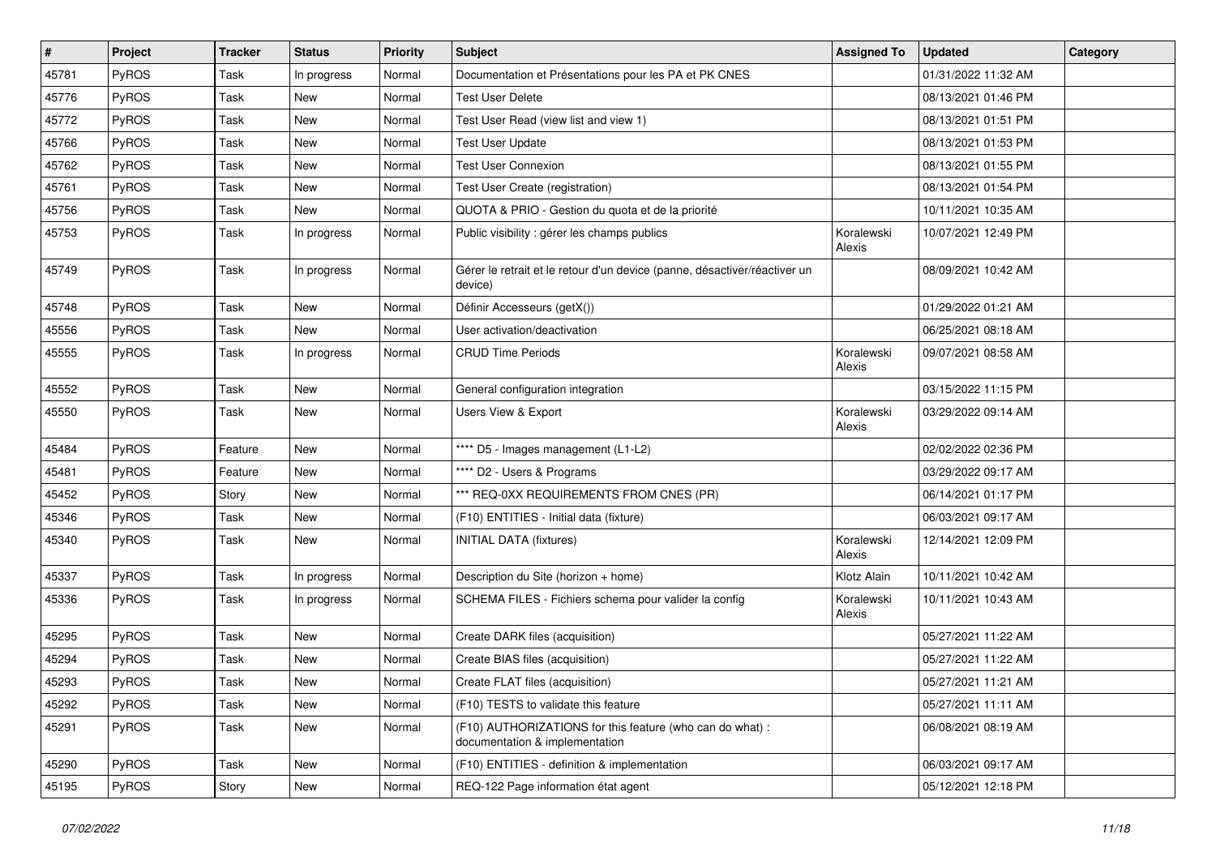| # | Project | Tracker | Status | Priority | Subject | Assigned To | Updated | Category |
|---|---|---|---|---|---|---|---|---|
| 45781 | PyROS | Task | In progress | Normal | Documentation et Présentations pour les PA et PK CNES | | 01/31/2022 11:32 AM | |
| 45776 | PyROS | Task | New | Normal | Test User Delete | | 08/13/2021 01:46 PM | |
| 45772 | PyROS | Task | New | Normal | Test User Read (view list and view 1) | | 08/13/2021 01:51 PM | |
| 45766 | PyROS | Task | New | Normal | Test User Update | | 08/13/2021 01:53 PM | |
| 45762 | PyROS | Task | New | Normal | Test User Connexion | | 08/13/2021 01:55 PM | |
| 45761 | PyROS | Task | New | Normal | Test User Create (registration) | | 08/13/2021 01:54 PM | |
| 45756 | PyROS | Task | New | Normal | QUOTA & PRIO - Gestion du quota et de la priorité | | 10/11/2021 10:35 AM | |
| 45753 | PyROS | Task | In progress | Normal | Public visibility : gérer les champs publics | Koralewski Alexis | 10/07/2021 12:49 PM | |
| 45749 | PyROS | Task | In progress | Normal | Gérer le retrait et le retour d'un device (panne, désactiver/réactiver un device) | | 08/09/2021 10:42 AM | |
| 45748 | PyROS | Task | New | Normal | Définir Accesseurs (getX()) | | 01/29/2022 01:21 AM | |
| 45556 | PyROS | Task | New | Normal | User activation/deactivation | | 06/25/2021 08:18 AM | |
| 45555 | PyROS | Task | In progress | Normal | CRUD Time Periods | Koralewski Alexis | 09/07/2021 08:58 AM | |
| 45552 | PyROS | Task | New | Normal | General configuration integration | | 03/15/2022 11:15 PM | |
| 45550 | PyROS | Task | New | Normal | Users View & Export | Koralewski Alexis | 03/29/2022 09:14 AM | |
| 45484 | PyROS | Feature | New | Normal | **** D5 - Images management (L1-L2) | | 02/02/2022 02:36 PM | |
| 45481 | PyROS | Feature | New | Normal | **** D2 - Users & Programs | | 03/29/2022 09:17 AM | |
| 45452 | PyROS | Story | New | Normal | *** REQ-0XX REQUIREMENTS FROM CNES (PR) | | 06/14/2021 01:17 PM | |
| 45346 | PyROS | Task | New | Normal | (F10) ENTITIES - Initial data (fixture) | | 06/03/2021 09:17 AM | |
| 45340 | PyROS | Task | New | Normal | INITIAL DATA (fixtures) | Koralewski Alexis | 12/14/2021 12:09 PM | |
| 45337 | PyROS | Task | In progress | Normal | Description du Site (horizon + home) | Klotz Alain | 10/11/2021 10:42 AM | |
| 45336 | PyROS | Task | In progress | Normal | SCHEMA FILES - Fichiers schema pour valider la config | Koralewski Alexis | 10/11/2021 10:43 AM | |
| 45295 | PyROS | Task | New | Normal | Create DARK files (acquisition) | | 05/27/2021 11:22 AM | |
| 45294 | PyROS | Task | New | Normal | Create BIAS files (acquisition) | | 05/27/2021 11:22 AM | |
| 45293 | PyROS | Task | New | Normal | Create FLAT files (acquisition) | | 05/27/2021 11:21 AM | |
| 45292 | PyROS | Task | New | Normal | (F10) TESTS to validate this feature | | 05/27/2021 11:11 AM | |
| 45291 | PyROS | Task | New | Normal | (F10) AUTHORIZATIONS for this feature (who can do what) : documentation & implementation | | 06/08/2021 08:19 AM | |
| 45290 | PyROS | Task | New | Normal | (F10) ENTITIES - definition & implementation | | 06/03/2021 09:17 AM | |
| 45195 | PyROS | Story | New | Normal | REQ-122 Page information état agent | | 05/12/2021 12:18 PM | |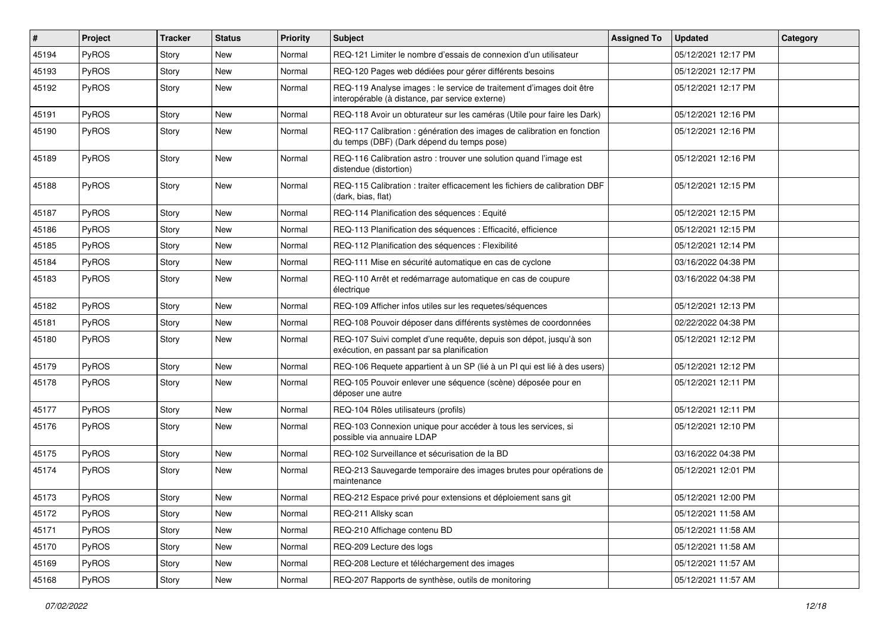| # | Project | Tracker | Status | Priority | Subject | Assigned To | Updated | Category |
|---|---|---|---|---|---|---|---|---|
| 45194 | PyROS | Story | New | Normal | REQ-121 Limiter le nombre d'essais de connexion d'un utilisateur | | 05/12/2021 12:17 PM | |
| 45193 | PyROS | Story | New | Normal | REQ-120 Pages web dédiées pour gérer différents besoins | | 05/12/2021 12:17 PM | |
| 45192 | PyROS | Story | New | Normal | REQ-119 Analyse images : le service de traitement d'images doit être interopérable (à distance, par service externe) | | 05/12/2021 12:17 PM | |
| 45191 | PyROS | Story | New | Normal | REQ-118 Avoir un obturateur sur les caméras (Utile pour faire les Dark) | | 05/12/2021 12:16 PM | |
| 45190 | PyROS | Story | New | Normal | REQ-117 Calibration : génération des images de calibration en fonction du temps (DBF) (Dark dépend du temps pose) | | 05/12/2021 12:16 PM | |
| 45189 | PyROS | Story | New | Normal | REQ-116 Calibration astro : trouver une solution quand l'image est distendue (distortion) | | 05/12/2021 12:16 PM | |
| 45188 | PyROS | Story | New | Normal | REQ-115 Calibration : traiter efficacement les fichiers de calibration DBF (dark, bias, flat) | | 05/12/2021 12:15 PM | |
| 45187 | PyROS | Story | New | Normal | REQ-114 Planification des séquences : Equité | | 05/12/2021 12:15 PM | |
| 45186 | PyROS | Story | New | Normal | REQ-113 Planification des séquences : Efficacité, efficience | | 05/12/2021 12:15 PM | |
| 45185 | PyROS | Story | New | Normal | REQ-112 Planification des séquences : Flexibilité | | 05/12/2021 12:14 PM | |
| 45184 | PyROS | Story | New | Normal | REQ-111 Mise en sécurité automatique en cas de cyclone | | 03/16/2022 04:38 PM | |
| 45183 | PyROS | Story | New | Normal | REQ-110 Arrêt et redémarrage automatique en cas de coupure électrique | | 03/16/2022 04:38 PM | |
| 45182 | PyROS | Story | New | Normal | REQ-109 Afficher infos utiles sur les requetes/séquences | | 05/12/2021 12:13 PM | |
| 45181 | PyROS | Story | New | Normal | REQ-108 Pouvoir déposer dans différents systèmes de coordonnées | | 02/22/2022 04:38 PM | |
| 45180 | PyROS | Story | New | Normal | REQ-107 Suivi complet d'une requête, depuis son dépot, jusqu'à son exécution, en passant par sa planification | | 05/12/2021 12:12 PM | |
| 45179 | PyROS | Story | New | Normal | REQ-106 Requete appartient à un SP (lié à un PI qui est lié à des users) | | 05/12/2021 12:12 PM | |
| 45178 | PyROS | Story | New | Normal | REQ-105 Pouvoir enlever une séquence (scène) déposée pour en déposer une autre | | 05/12/2021 12:11 PM | |
| 45177 | PyROS | Story | New | Normal | REQ-104 Rôles utilisateurs (profils) | | 05/12/2021 12:11 PM | |
| 45176 | PyROS | Story | New | Normal | REQ-103 Connexion unique pour accéder à tous les services, si possible via annuaire LDAP | | 05/12/2021 12:10 PM | |
| 45175 | PyROS | Story | New | Normal | REQ-102 Surveillance et sécurisation de la BD | | 03/16/2022 04:38 PM | |
| 45174 | PyROS | Story | New | Normal | REQ-213 Sauvegarde temporaire des images brutes pour opérations de maintenance | | 05/12/2021 12:01 PM | |
| 45173 | PyROS | Story | New | Normal | REQ-212 Espace privé pour extensions et déploiement sans git | | 05/12/2021 12:00 PM | |
| 45172 | PyROS | Story | New | Normal | REQ-211 Allsky scan | | 05/12/2021 11:58 AM | |
| 45171 | PyROS | Story | New | Normal | REQ-210 Affichage contenu BD | | 05/12/2021 11:58 AM | |
| 45170 | PyROS | Story | New | Normal | REQ-209 Lecture des logs | | 05/12/2021 11:58 AM | |
| 45169 | PyROS | Story | New | Normal | REQ-208 Lecture et téléchargement des images | | 05/12/2021 11:57 AM | |
| 45168 | PyROS | Story | New | Normal | REQ-207 Rapports de synthèse, outils de monitoring | | 05/12/2021 11:57 AM | |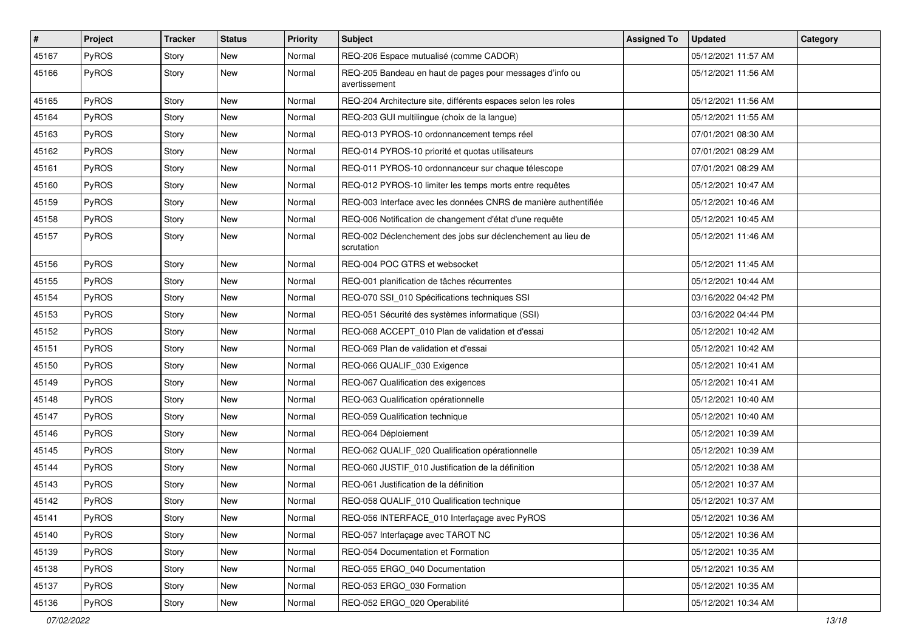| # | Project | Tracker | Status | Priority | Subject | Assigned To | Updated | Category |
|---|---|---|---|---|---|---|---|---|
| 45167 | PyROS | Story | New | Normal | REQ-206 Espace mutualisé (comme CADOR) | | 05/12/2021 11:57 AM | |
| 45166 | PyROS | Story | New | Normal | REQ-205 Bandeau en haut de pages pour messages d'info ou avertissement | | 05/12/2021 11:56 AM | |
| 45165 | PyROS | Story | New | Normal | REQ-204 Architecture site, différents espaces selon les roles | | 05/12/2021 11:56 AM | |
| 45164 | PyROS | Story | New | Normal | REQ-203 GUI multilingue (choix de la langue) | | 05/12/2021 11:55 AM | |
| 45163 | PyROS | Story | New | Normal | REQ-013 PYROS-10 ordonnancement temps réel | | 07/01/2021 08:30 AM | |
| 45162 | PyROS | Story | New | Normal | REQ-014 PYROS-10 priorité et quotas utilisateurs | | 07/01/2021 08:29 AM | |
| 45161 | PyROS | Story | New | Normal | REQ-011 PYROS-10 ordonnanceur sur chaque télescope | | 07/01/2021 08:29 AM | |
| 45160 | PyROS | Story | New | Normal | REQ-012 PYROS-10 limiter les temps morts entre requêtes | | 05/12/2021 10:47 AM | |
| 45159 | PyROS | Story | New | Normal | REQ-003 Interface avec les données CNRS de manière authentifiée | | 05/12/2021 10:46 AM | |
| 45158 | PyROS | Story | New | Normal | REQ-006 Notification de changement d'état d'une requête | | 05/12/2021 10:45 AM | |
| 45157 | PyROS | Story | New | Normal | REQ-002 Déclenchement des jobs sur déclenchement au lieu de scrutation | | 05/12/2021 11:46 AM | |
| 45156 | PyROS | Story | New | Normal | REQ-004 POC GTRS et websocket | | 05/12/2021 11:45 AM | |
| 45155 | PyROS | Story | New | Normal | REQ-001 planification de tâches récurrentes | | 05/12/2021 10:44 AM | |
| 45154 | PyROS | Story | New | Normal | REQ-070 SSI_010 Spécifications techniques SSI | | 03/16/2022 04:42 PM | |
| 45153 | PyROS | Story | New | Normal | REQ-051 Sécurité des systèmes informatique (SSI) | | 03/16/2022 04:44 PM | |
| 45152 | PyROS | Story | New | Normal | REQ-068 ACCEPT_010 Plan de validation et d'essai | | 05/12/2021 10:42 AM | |
| 45151 | PyROS | Story | New | Normal | REQ-069 Plan de validation et d'essai | | 05/12/2021 10:42 AM | |
| 45150 | PyROS | Story | New | Normal | REQ-066 QUALIF_030 Exigence | | 05/12/2021 10:41 AM | |
| 45149 | PyROS | Story | New | Normal | REQ-067 Qualification des exigences | | 05/12/2021 10:41 AM | |
| 45148 | PyROS | Story | New | Normal | REQ-063 Qualification opérationnelle | | 05/12/2021 10:40 AM | |
| 45147 | PyROS | Story | New | Normal | REQ-059 Qualification technique | | 05/12/2021 10:40 AM | |
| 45146 | PyROS | Story | New | Normal | REQ-064 Déploiement | | 05/12/2021 10:39 AM | |
| 45145 | PyROS | Story | New | Normal | REQ-062 QUALIF_020 Qualification opérationnelle | | 05/12/2021 10:39 AM | |
| 45144 | PyROS | Story | New | Normal | REQ-060 JUSTIF_010 Justification de la définition | | 05/12/2021 10:38 AM | |
| 45143 | PyROS | Story | New | Normal | REQ-061 Justification de la définition | | 05/12/2021 10:37 AM | |
| 45142 | PyROS | Story | New | Normal | REQ-058 QUALIF_010 Qualification technique | | 05/12/2021 10:37 AM | |
| 45141 | PyROS | Story | New | Normal | REQ-056 INTERFACE_010 Interfaçage avec PyROS | | 05/12/2021 10:36 AM | |
| 45140 | PyROS | Story | New | Normal | REQ-057 Interfaçage avec TAROT NC | | 05/12/2021 10:36 AM | |
| 45139 | PyROS | Story | New | Normal | REQ-054 Documentation et Formation | | 05/12/2021 10:35 AM | |
| 45138 | PyROS | Story | New | Normal | REQ-055 ERGO_040 Documentation | | 05/12/2021 10:35 AM | |
| 45137 | PyROS | Story | New | Normal | REQ-053 ERGO_030 Formation | | 05/12/2021 10:35 AM | |
| 45136 | PyROS | Story | New | Normal | REQ-052 ERGO_020 Operabilité | | 05/12/2021 10:34 AM | |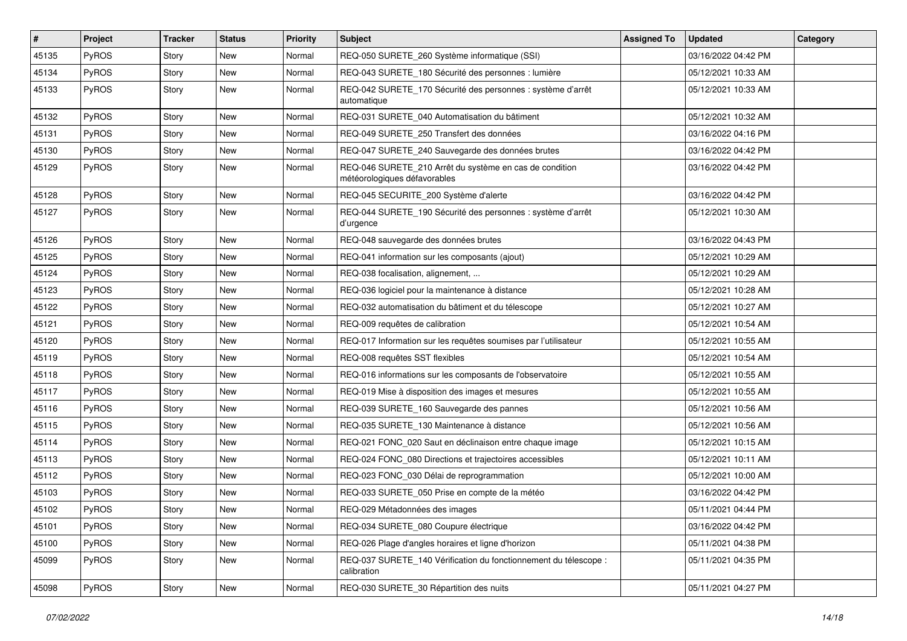| # | Project | Tracker | Status | Priority | Subject | Assigned To | Updated | Category |
| --- | --- | --- | --- | --- | --- | --- | --- | --- |
| 45135 | PyROS | Story | New | Normal | REQ-050 SURETE_260 Système informatique (SSI) | | 03/16/2022 04:42 PM | |
| 45134 | PyROS | Story | New | Normal | REQ-043 SURETE_180 Sécurité des personnes : lumière | | 05/12/2021 10:33 AM | |
| 45133 | PyROS | Story | New | Normal | REQ-042 SURETE_170 Sécurité des personnes : système d'arrêt automatique | | 05/12/2021 10:33 AM | |
| 45132 | PyROS | Story | New | Normal | REQ-031 SURETE_040 Automatisation du bâtiment | | 05/12/2021 10:32 AM | |
| 45131 | PyROS | Story | New | Normal | REQ-049 SURETE_250 Transfert des données | | 03/16/2022 04:16 PM | |
| 45130 | PyROS | Story | New | Normal | REQ-047 SURETE_240 Sauvegarde des données brutes | | 03/16/2022 04:42 PM | |
| 45129 | PyROS | Story | New | Normal | REQ-046 SURETE_210 Arrêt du système en cas de condition météorologiques défavorables | | 03/16/2022 04:42 PM | |
| 45128 | PyROS | Story | New | Normal | REQ-045 SECURITE_200 Système d'alerte | | 03/16/2022 04:42 PM | |
| 45127 | PyROS | Story | New | Normal | REQ-044 SURETE_190 Sécurité des personnes : système d'arrêt d'urgence | | 05/12/2021 10:30 AM | |
| 45126 | PyROS | Story | New | Normal | REQ-048 sauvegarde des données brutes | | 03/16/2022 04:43 PM | |
| 45125 | PyROS | Story | New | Normal | REQ-041 information sur les composants (ajout) | | 05/12/2021 10:29 AM | |
| 45124 | PyROS | Story | New | Normal | REQ-038 focalisation, alignement, ... | | 05/12/2021 10:29 AM | |
| 45123 | PyROS | Story | New | Normal | REQ-036 logiciel pour la maintenance à distance | | 05/12/2021 10:28 AM | |
| 45122 | PyROS | Story | New | Normal | REQ-032 automatisation du bâtiment et du télescope | | 05/12/2021 10:27 AM | |
| 45121 | PyROS | Story | New | Normal | REQ-009 requêtes de calibration | | 05/12/2021 10:54 AM | |
| 45120 | PyROS | Story | New | Normal | REQ-017 Information sur les requêtes soumises par l'utilisateur | | 05/12/2021 10:55 AM | |
| 45119 | PyROS | Story | New | Normal | REQ-008 requêtes SST flexibles | | 05/12/2021 10:54 AM | |
| 45118 | PyROS | Story | New | Normal | REQ-016 informations sur les composants de l'observatoire | | 05/12/2021 10:55 AM | |
| 45117 | PyROS | Story | New | Normal | REQ-019 Mise à disposition des images et mesures | | 05/12/2021 10:55 AM | |
| 45116 | PyROS | Story | New | Normal | REQ-039 SURETE_160 Sauvegarde des pannes | | 05/12/2021 10:56 AM | |
| 45115 | PyROS | Story | New | Normal | REQ-035 SURETE_130 Maintenance à distance | | 05/12/2021 10:56 AM | |
| 45114 | PyROS | Story | New | Normal | REQ-021 FONC_020 Saut en déclinaison entre chaque image | | 05/12/2021 10:15 AM | |
| 45113 | PyROS | Story | New | Normal | REQ-024 FONC_080 Directions et trajectoires accessibles | | 05/12/2021 10:11 AM | |
| 45112 | PyROS | Story | New | Normal | REQ-023 FONC_030 Délai de reprogrammation | | 05/12/2021 10:00 AM | |
| 45103 | PyROS | Story | New | Normal | REQ-033 SURETE_050 Prise en compte de la météo | | 03/16/2022 04:42 PM | |
| 45102 | PyROS | Story | New | Normal | REQ-029 Métadonnées des images | | 05/11/2021 04:44 PM | |
| 45101 | PyROS | Story | New | Normal | REQ-034 SURETE_080 Coupure électrique | | 03/16/2022 04:42 PM | |
| 45100 | PyROS | Story | New | Normal | REQ-026 Plage d'angles horaires et ligne d'horizon | | 05/11/2021 04:38 PM | |
| 45099 | PyROS | Story | New | Normal | REQ-037 SURETE_140 Vérification du fonctionnement du télescope : calibration | | 05/11/2021 04:35 PM | |
| 45098 | PyROS | Story | New | Normal | REQ-030 SURETE_30 Répartition des nuits | | 05/11/2021 04:27 PM | |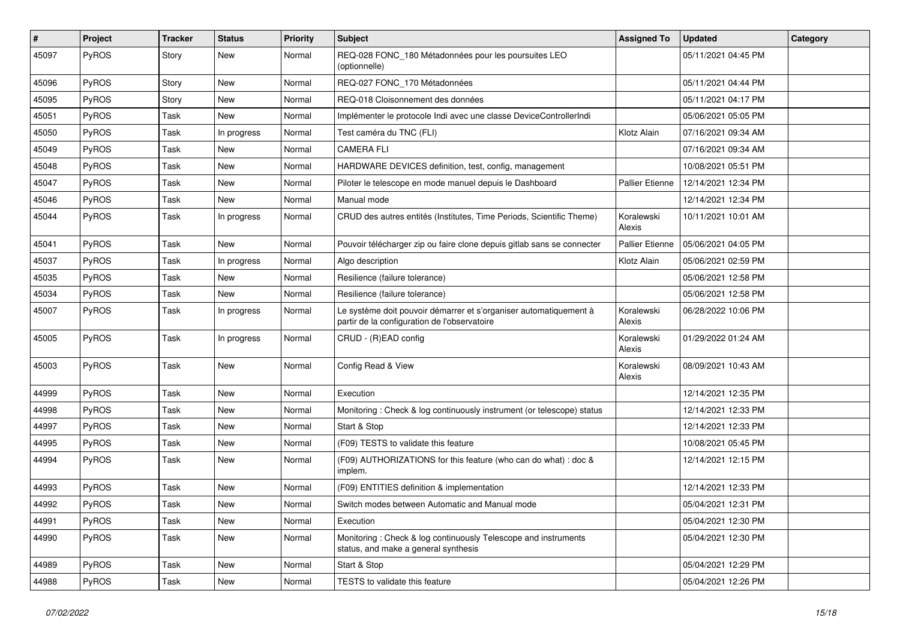| # | Project | Tracker | Status | Priority | Subject | Assigned To | Updated | Category |
|---|---|---|---|---|---|---|---|---|
| 45097 | PyROS | Story | New | Normal | REQ-028 FONC_180 Métadonnées pour les poursuites LEO (optionnelle) | | 05/11/2021 04:45 PM | |
| 45096 | PyROS | Story | New | Normal | REQ-027 FONC_170 Métadonnées | | 05/11/2021 04:44 PM | |
| 45095 | PyROS | Story | New | Normal | REQ-018 Cloisonnement des données | | 05/11/2021 04:17 PM | |
| 45051 | PyROS | Task | New | Normal | Implémenter le protocole Indi avec une classe DeviceControllerIndi | | 05/06/2021 05:05 PM | |
| 45050 | PyROS | Task | In progress | Normal | Test caméra du TNC (FLI) | Klotz Alain | 07/16/2021 09:34 AM | |
| 45049 | PyROS | Task | New | Normal | CAMERA FLI | | 07/16/2021 09:34 AM | |
| 45048 | PyROS | Task | New | Normal | HARDWARE DEVICES definition, test, config, management | | 10/08/2021 05:51 PM | |
| 45047 | PyROS | Task | New | Normal | Piloter le telescope en mode manuel depuis le Dashboard | Pallier Etienne | 12/14/2021 12:34 PM | |
| 45046 | PyROS | Task | New | Normal | Manual mode | | 12/14/2021 12:34 PM | |
| 45044 | PyROS | Task | In progress | Normal | CRUD des autres entités (Institutes, Time Periods, Scientific Theme) | Koralewski Alexis | 10/11/2021 10:01 AM | |
| 45041 | PyROS | Task | New | Normal | Pouvoir télécharger zip ou faire clone depuis gitlab sans se connecter | Pallier Etienne | 05/06/2021 04:05 PM | |
| 45037 | PyROS | Task | In progress | Normal | Algo description | Klotz Alain | 05/06/2021 02:59 PM | |
| 45035 | PyROS | Task | New | Normal | Resilience (failure tolerance) | | 05/06/2021 12:58 PM | |
| 45034 | PyROS | Task | New | Normal | Resilience (failure tolerance) | | 05/06/2021 12:58 PM | |
| 45007 | PyROS | Task | In progress | Normal | Le système doit pouvoir démarrer et s'organiser automatiquement à partir de la configuration de l'observatoire | Koralewski Alexis | 06/28/2022 10:06 PM | |
| 45005 | PyROS | Task | In progress | Normal | CRUD - (R)EAD config | Koralewski Alexis | 01/29/2022 01:24 AM | |
| 45003 | PyROS | Task | New | Normal | Config Read & View | Koralewski Alexis | 08/09/2021 10:43 AM | |
| 44999 | PyROS | Task | New | Normal | Execution | | 12/14/2021 12:35 PM | |
| 44998 | PyROS | Task | New | Normal | Monitoring : Check & log continuously instrument (or telescope) status | | 12/14/2021 12:33 PM | |
| 44997 | PyROS | Task | New | Normal | Start & Stop | | 12/14/2021 12:33 PM | |
| 44995 | PyROS | Task | New | Normal | (F09) TESTS to validate this feature | | 10/08/2021 05:45 PM | |
| 44994 | PyROS | Task | New | Normal | (F09) AUTHORIZATIONS for this feature (who can do what) : doc & implem. | | 12/14/2021 12:15 PM | |
| 44993 | PyROS | Task | New | Normal | (F09) ENTITIES definition & implementation | | 12/14/2021 12:33 PM | |
| 44992 | PyROS | Task | New | Normal | Switch modes between Automatic and Manual mode | | 05/04/2021 12:31 PM | |
| 44991 | PyROS | Task | New | Normal | Execution | | 05/04/2021 12:30 PM | |
| 44990 | PyROS | Task | New | Normal | Monitoring : Check & log continuously Telescope and instruments status, and make a general synthesis | | 05/04/2021 12:30 PM | |
| 44989 | PyROS | Task | New | Normal | Start & Stop | | 05/04/2021 12:29 PM | |
| 44988 | PyROS | Task | New | Normal | TESTS to validate this feature | | 05/04/2021 12:26 PM | |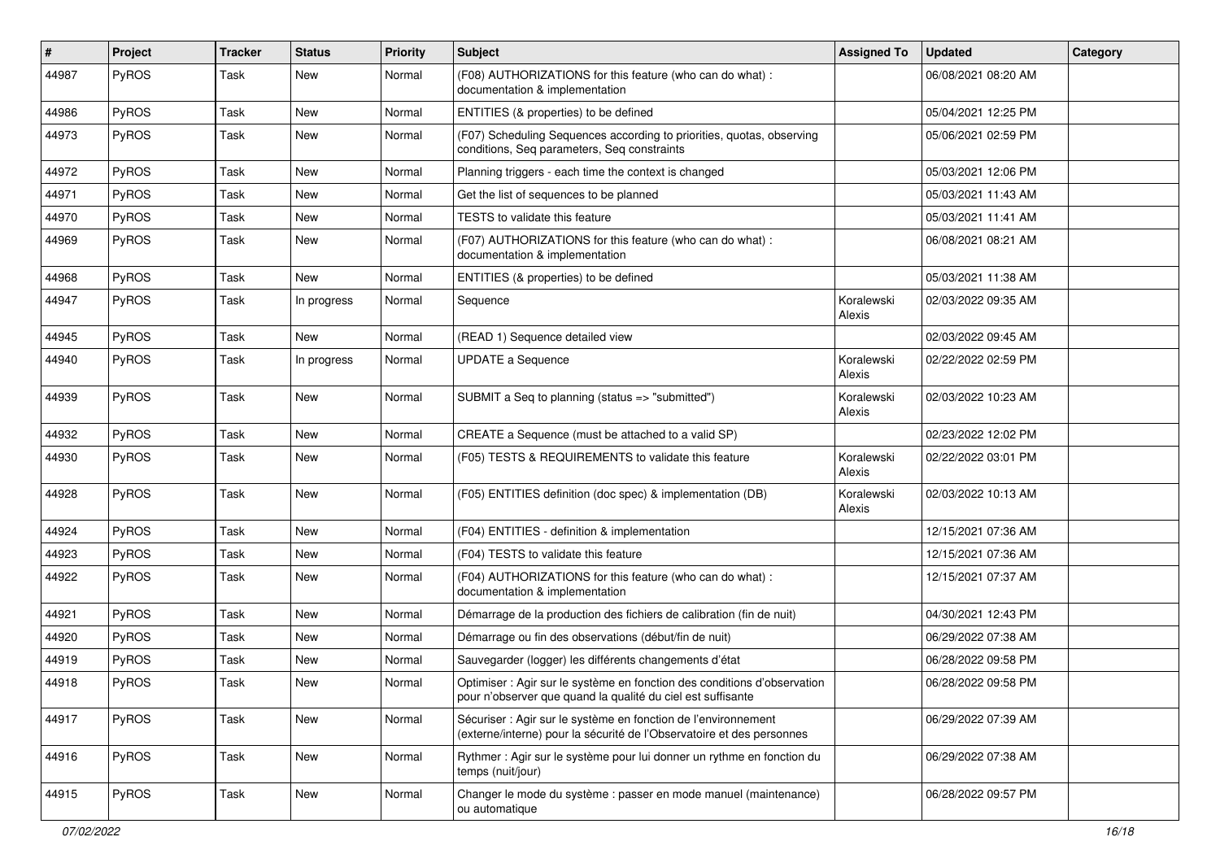| # | Project | Tracker | Status | Priority | Subject | Assigned To | Updated | Category |
|---|---|---|---|---|---|---|---|---|
| 44987 | PyROS | Task | New | Normal | (F08) AUTHORIZATIONS for this feature (who can do what) : documentation & implementation | | 06/08/2021 08:20 AM | |
| 44986 | PyROS | Task | New | Normal | ENTITIES (& properties) to be defined | | 05/04/2021 12:25 PM | |
| 44973 | PyROS | Task | New | Normal | (F07) Scheduling Sequences according to priorities, quotas, observing conditions, Seq parameters, Seq constraints | | 05/06/2021 02:59 PM | |
| 44972 | PyROS | Task | New | Normal | Planning triggers - each time the context is changed | | 05/03/2021 12:06 PM | |
| 44971 | PyROS | Task | New | Normal | Get the list of sequences to be planned | | 05/03/2021 11:43 AM | |
| 44970 | PyROS | Task | New | Normal | TESTS to validate this feature | | 05/03/2021 11:41 AM | |
| 44969 | PyROS | Task | New | Normal | (F07) AUTHORIZATIONS for this feature (who can do what) : documentation & implementation | | 06/08/2021 08:21 AM | |
| 44968 | PyROS | Task | New | Normal | ENTITIES (& properties) to be defined | | 05/03/2021 11:38 AM | |
| 44947 | PyROS | Task | In progress | Normal | Sequence | Koralewski Alexis | 02/03/2022 09:35 AM | |
| 44945 | PyROS | Task | New | Normal | (READ 1) Sequence detailed view | | 02/03/2022 09:45 AM | |
| 44940 | PyROS | Task | In progress | Normal | UPDATE a Sequence | Koralewski Alexis | 02/22/2022 02:59 PM | |
| 44939 | PyROS | Task | New | Normal | SUBMIT a Seq to planning (status => "submitted") | Koralewski Alexis | 02/03/2022 10:23 AM | |
| 44932 | PyROS | Task | New | Normal | CREATE a Sequence (must be attached to a valid SP) | | 02/23/2022 12:02 PM | |
| 44930 | PyROS | Task | New | Normal | (F05) TESTS & REQUIREMENTS to validate this feature | Koralewski Alexis | 02/22/2022 03:01 PM | |
| 44928 | PyROS | Task | New | Normal | (F05) ENTITIES definition (doc spec) & implementation (DB) | Koralewski Alexis | 02/03/2022 10:13 AM | |
| 44924 | PyROS | Task | New | Normal | (F04) ENTITIES - definition & implementation | | 12/15/2021 07:36 AM | |
| 44923 | PyROS | Task | New | Normal | (F04) TESTS to validate this feature | | 12/15/2021 07:36 AM | |
| 44922 | PyROS | Task | New | Normal | (F04) AUTHORIZATIONS for this feature (who can do what) : documentation & implementation | | 12/15/2021 07:37 AM | |
| 44921 | PyROS | Task | New | Normal | Démarrage de la production des fichiers de calibration (fin de nuit) | | 04/30/2021 12:43 PM | |
| 44920 | PyROS | Task | New | Normal | Démarrage ou fin des observations (début/fin de nuit) | | 06/29/2022 07:38 AM | |
| 44919 | PyROS | Task | New | Normal | Sauvegarder (logger) les différents changements d'état | | 06/28/2022 09:58 PM | |
| 44918 | PyROS | Task | New | Normal | Optimiser : Agir sur le système en fonction des conditions d'observation pour n'observer que quand la qualité du ciel est suffisante | | 06/28/2022 09:58 PM | |
| 44917 | PyROS | Task | New | Normal | Sécuriser : Agir sur le système en fonction de l'environnement (externe/interne) pour la sécurité de l'Observatoire et des personnes | | 06/29/2022 07:39 AM | |
| 44916 | PyROS | Task | New | Normal | Rythmer : Agir sur le système pour lui donner un rythme en fonction du temps (nuit/jour) | | 06/29/2022 07:38 AM | |
| 44915 | PyROS | Task | New | Normal | Changer le mode du système : passer en mode manuel (maintenance) ou automatique | | 06/28/2022 09:57 PM | |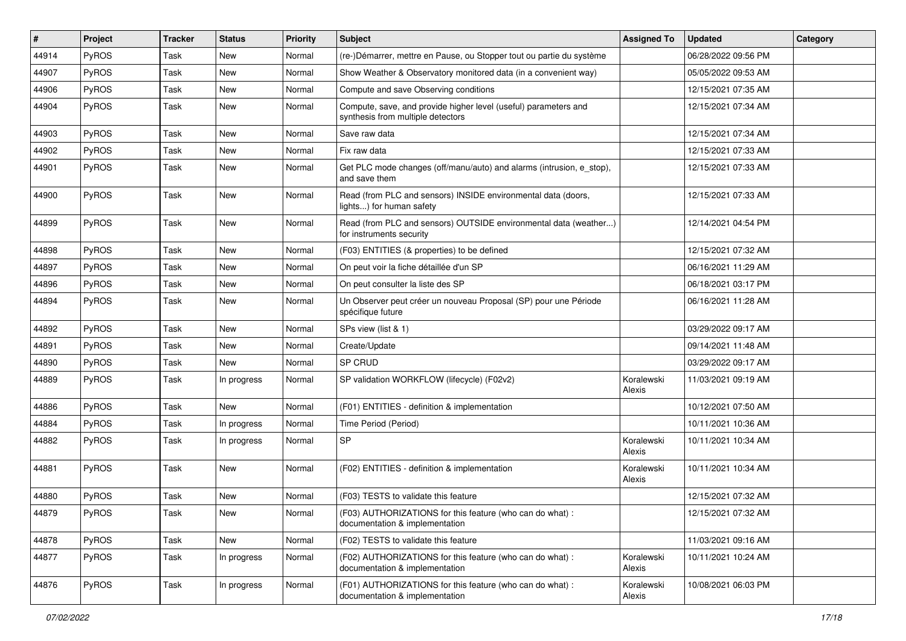| # | Project | Tracker | Status | Priority | Subject | Assigned To | Updated | Category |
|---|---|---|---|---|---|---|---|---|
| 44914 | PyROS | Task | New | Normal | (re-)Démarrer, mettre en Pause, ou Stopper tout ou partie du système | | 06/28/2022 09:56 PM | |
| 44907 | PyROS | Task | New | Normal | Show Weather & Observatory monitored data (in a convenient way) | | 05/05/2022 09:53 AM | |
| 44906 | PyROS | Task | New | Normal | Compute and save Observing conditions | | 12/15/2021 07:35 AM | |
| 44904 | PyROS | Task | New | Normal | Compute, save, and provide higher level (useful) parameters and synthesis from multiple detectors | | 12/15/2021 07:34 AM | |
| 44903 | PyROS | Task | New | Normal | Save raw data | | 12/15/2021 07:34 AM | |
| 44902 | PyROS | Task | New | Normal | Fix raw data | | 12/15/2021 07:33 AM | |
| 44901 | PyROS | Task | New | Normal | Get PLC mode changes (off/manu/auto) and alarms (intrusion, e_stop), and save them | | 12/15/2021 07:33 AM | |
| 44900 | PyROS | Task | New | Normal | Read (from PLC and sensors) INSIDE environmental data (doors, lights...) for human safety | | 12/15/2021 07:33 AM | |
| 44899 | PyROS | Task | New | Normal | Read (from PLC and sensors) OUTSIDE environmental data (weather...) for instruments security | | 12/14/2021 04:54 PM | |
| 44898 | PyROS | Task | New | Normal | (F03) ENTITIES (& properties) to be defined | | 12/15/2021 07:32 AM | |
| 44897 | PyROS | Task | New | Normal | On peut voir la fiche détaillée d'un SP | | 06/16/2021 11:29 AM | |
| 44896 | PyROS | Task | New | Normal | On peut consulter la liste des SP | | 06/18/2021 03:17 PM | |
| 44894 | PyROS | Task | New | Normal | Un Observer peut créer un nouveau Proposal (SP) pour une Période spécifique future | | 06/16/2021 11:28 AM | |
| 44892 | PyROS | Task | New | Normal | SPs view (list & 1) | | 03/29/2022 09:17 AM | |
| 44891 | PyROS | Task | New | Normal | Create/Update | | 09/14/2021 11:48 AM | |
| 44890 | PyROS | Task | New | Normal | SP CRUD | | 03/29/2022 09:17 AM | |
| 44889 | PyROS | Task | In progress | Normal | SP validation WORKFLOW (lifecycle) (F02v2) | Koralewski Alexis | 11/03/2021 09:19 AM | |
| 44886 | PyROS | Task | New | Normal | (F01) ENTITIES - definition & implementation | | 10/12/2021 07:50 AM | |
| 44884 | PyROS | Task | In progress | Normal | Time Period (Period) | | 10/11/2021 10:36 AM | |
| 44882 | PyROS | Task | In progress | Normal | SP | Koralewski Alexis | 10/11/2021 10:34 AM | |
| 44881 | PyROS | Task | New | Normal | (F02) ENTITIES - definition & implementation | Koralewski Alexis | 10/11/2021 10:34 AM | |
| 44880 | PyROS | Task | New | Normal | (F03) TESTS to validate this feature | | 12/15/2021 07:32 AM | |
| 44879 | PyROS | Task | New | Normal | (F03) AUTHORIZATIONS for this feature (who can do what) : documentation & implementation | | 12/15/2021 07:32 AM | |
| 44878 | PyROS | Task | New | Normal | (F02) TESTS to validate this feature | | 11/03/2021 09:16 AM | |
| 44877 | PyROS | Task | In progress | Normal | (F02) AUTHORIZATIONS for this feature (who can do what) : documentation & implementation | Koralewski Alexis | 10/11/2021 10:24 AM | |
| 44876 | PyROS | Task | In progress | Normal | (F01) AUTHORIZATIONS for this feature (who can do what) : documentation & implementation | Koralewski Alexis | 10/08/2021 06:03 PM | |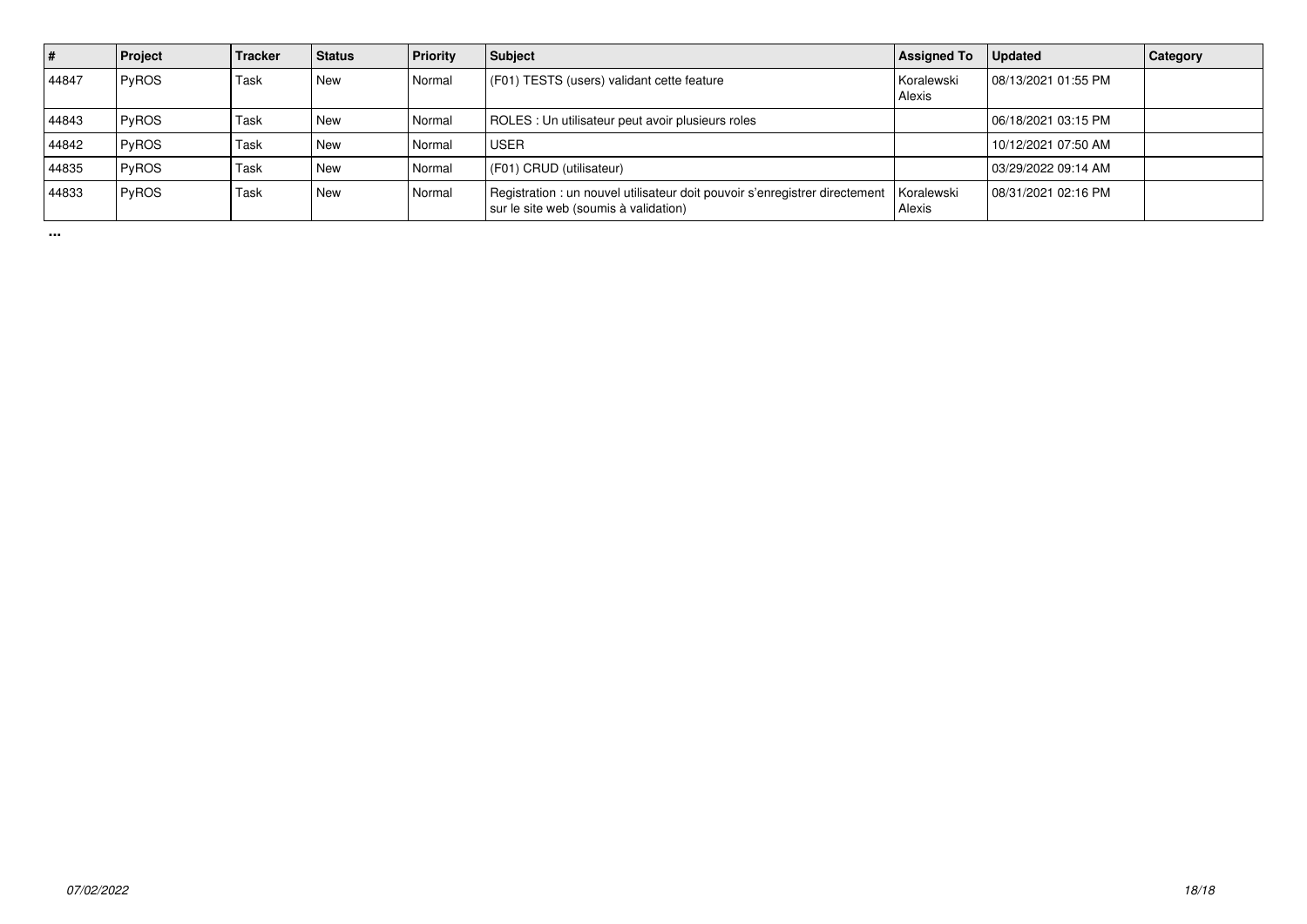| # | Project | Tracker | Status | Priority | Subject | Assigned To | Updated | Category |
|---|---|---|---|---|---|---|---|---|
| 44847 | PyROS | Task | New | Normal | (F01) TESTS (users) validant cette feature | Koralewski Alexis | 08/13/2021 01:55 PM | |
| 44843 | PyROS | Task | New | Normal | ROLES : Un utilisateur peut avoir plusieurs roles | | 06/18/2021 03:15 PM | |
| 44842 | PyROS | Task | New | Normal | USER | | 10/12/2021 07:50 AM | |
| 44835 | PyROS | Task | New | Normal | (F01) CRUD (utilisateur) | | 03/29/2022 09:14 AM | |
| 44833 | PyROS | Task | New | Normal | Registration : un nouvel utilisateur doit pouvoir s'enregistrer directement sur le site web (soumis à validation) | Koralewski Alexis | 08/31/2021 02:16 PM | |

...